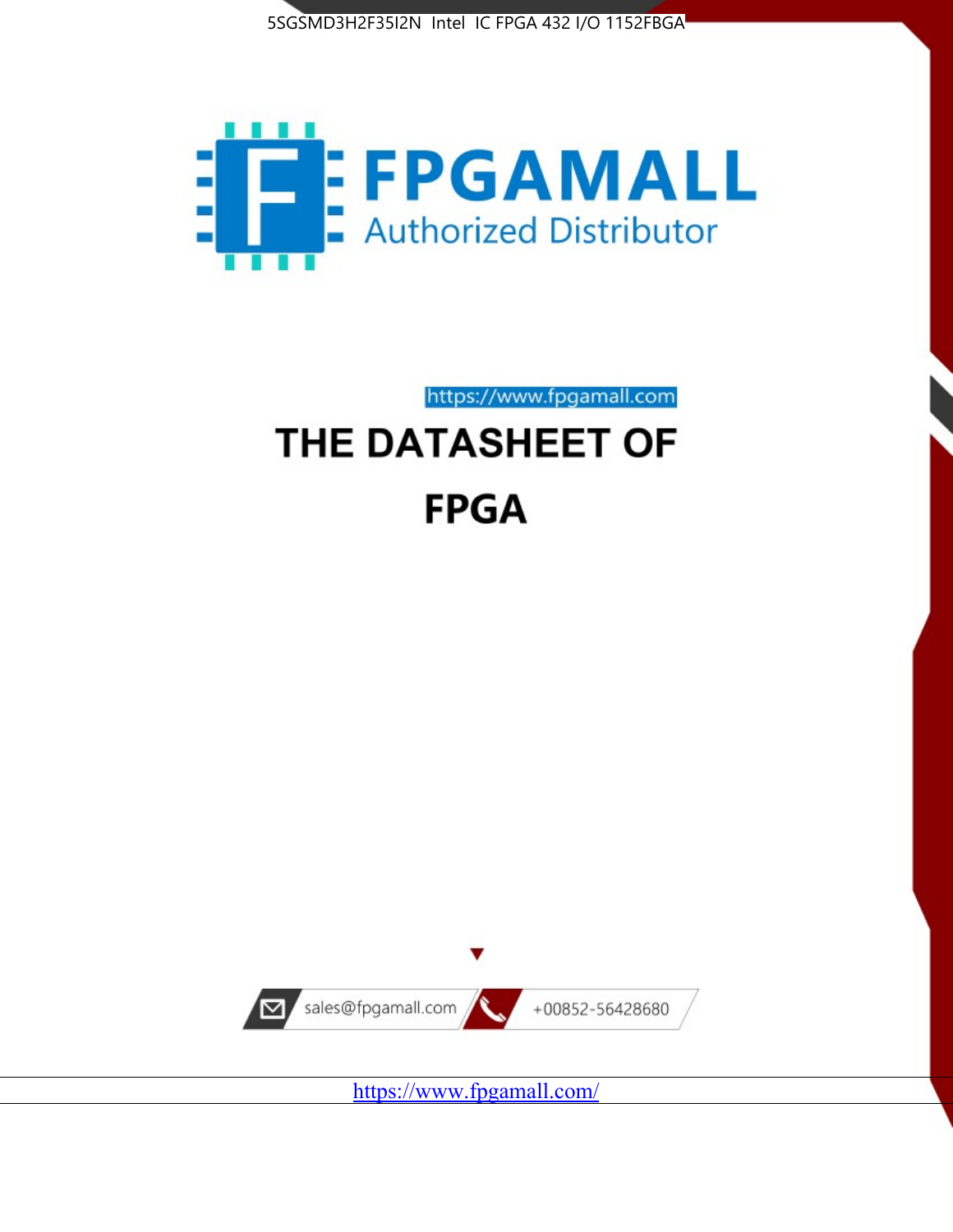5SGSMD3H2F35I2N Intel IC FPGA 432 I/O 1152FBGA

FPGAMALL

Authorized Distributor

https://www.fpgamall.com

# THE DATASHEET OF FPGA

sales@fpgamall.com

+00852-56428680

https://www.fpgamall.com/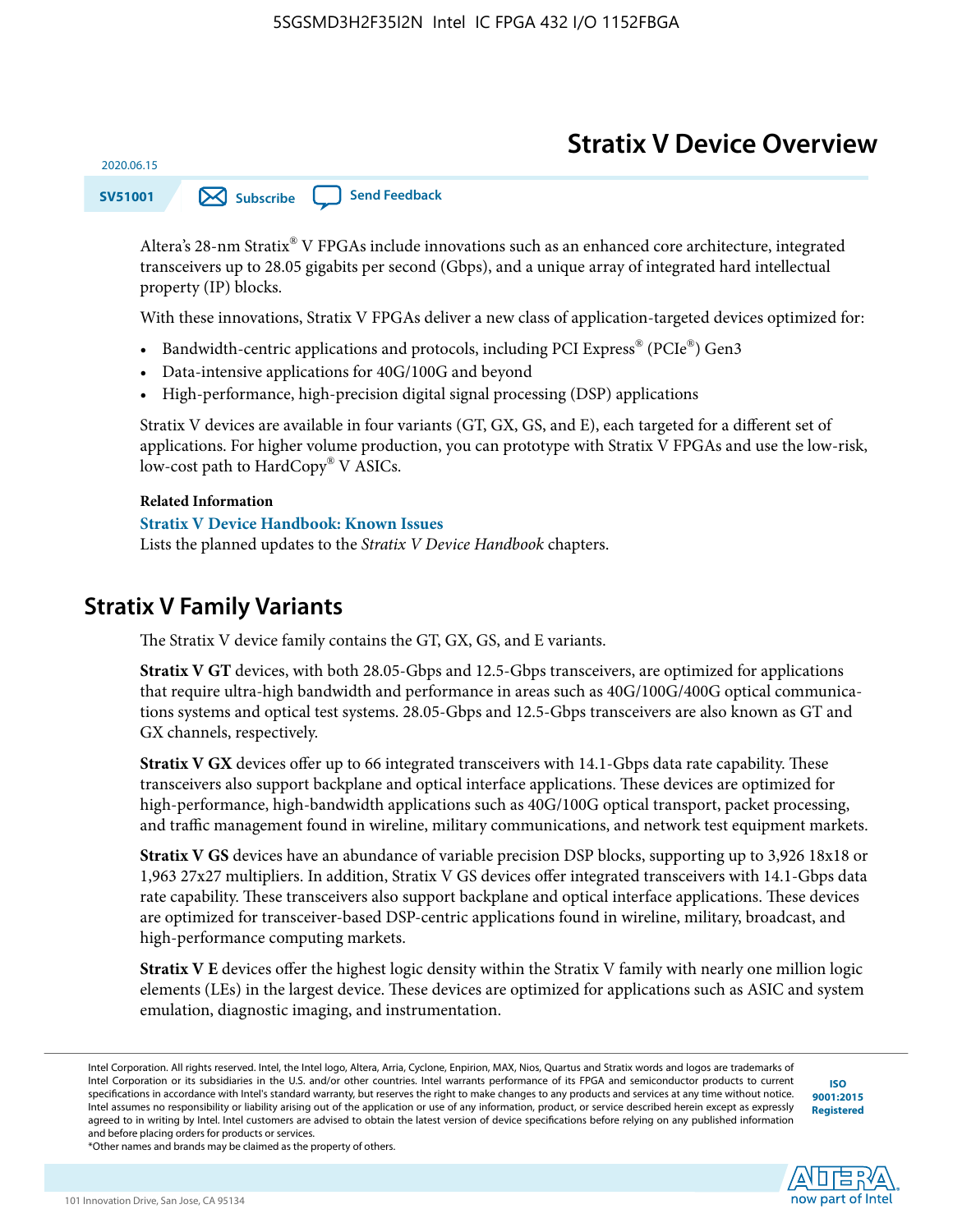# Stratix V Device Overview

2020.06.15

SV51001

Altera's 28-nm Stratix® V FPGAs include innovations such as an enhanced core architecture, integrated transceivers up to 28.05 gigabits per second (Gbps), and a unique array of integrated hard intellectual property (IP) blocks.

With these innovations, Stratix V FPGAs deliver a new class of application-targeted devices optimized for:

- Bandwidth-centric applications and protocols, including PCI Express® (PCIe®) Gen3
- Data-intensive applications for 40G/100G and beyond
- High-performance, high-precision digital signal processing (DSP) applications

Stratix V devices are available in four variants (GT, GX, GS, and E), each targeted for a different set of applications. For higher volume production, you can prototype with Stratix V FPGAs and use the low-risk, low-cost path to HardCopy® V ASICs.

**Related Information**

**Stratix V Device Handbook: Known Issues**

Lists the planned updates to the *Stratix V Device Handbook* chapters.

## Stratix V Family Variants

The Stratix V device family contains the GT, GX, GS, and E variants.

**Stratix V GT** devices, with both 28.05-Gbps and 12.5-Gbps transceivers, are optimized for applications that require ultra-high bandwidth and performance in areas such as 40G/100G/400G optical communications systems and optical test systems. 28.05-Gbps and 12.5-Gbps transceivers are also known as GT and GX channels, respectively.

**Stratix V GX** devices offer up to 66 integrated transceivers with 14.1-Gbps data rate capability. These transceivers also support backplane and optical interface applications. These devices are optimized for high-performance, high-bandwidth applications such as 40G/100G optical transport, packet processing, and traffic management found in wireline, military communications, and network test equipment markets.

**Stratix V GS** devices have an abundance of variable precision DSP blocks, supporting up to 3,926 18x18 or 1,963 27x27 multipliers. In addition, Stratix V GS devices offer integrated transceivers with 14.1-Gbps data rate capability. These transceivers also support backplane and optical interface applications. These devices are optimized for transceiver-based DSP-centric applications found in wireline, military, broadcast, and high-performance computing markets.

**Stratix V E** devices offer the highest logic density within the Stratix V family with nearly one million logic elements (LEs) in the largest device. These devices are optimized for applications such as ASIC and system emulation, diagnostic imaging, and instrumentation.

Intel Corporation. All rights reserved. Intel, the Intel logo, Altera, Arria, Cyclone, Enpirion, MAX, Nios, Quartus and Stratix words and logos are trademarks of Intel Corporation or its subsidiaries in the U.S. and/or other countries. Intel warrants performance of its FPGA and semiconductor products to current specifications in accordance with Intel's standard warranty, but reserves the right to make changes to any products and services at any time without notice. Intel assumes no responsibility or liability arising out of the application or use of any information, product, or service described herein except as expressly agreed to in writing by Intel. Intel customers are advised to obtain the latest version of device specifications before relying on any published information and before placing orders for products or services.

*Other names and brands may be claimed as the property of others.

ISO 9001:2015 Registered

101 Innovation Drive, San Jose, CA 95134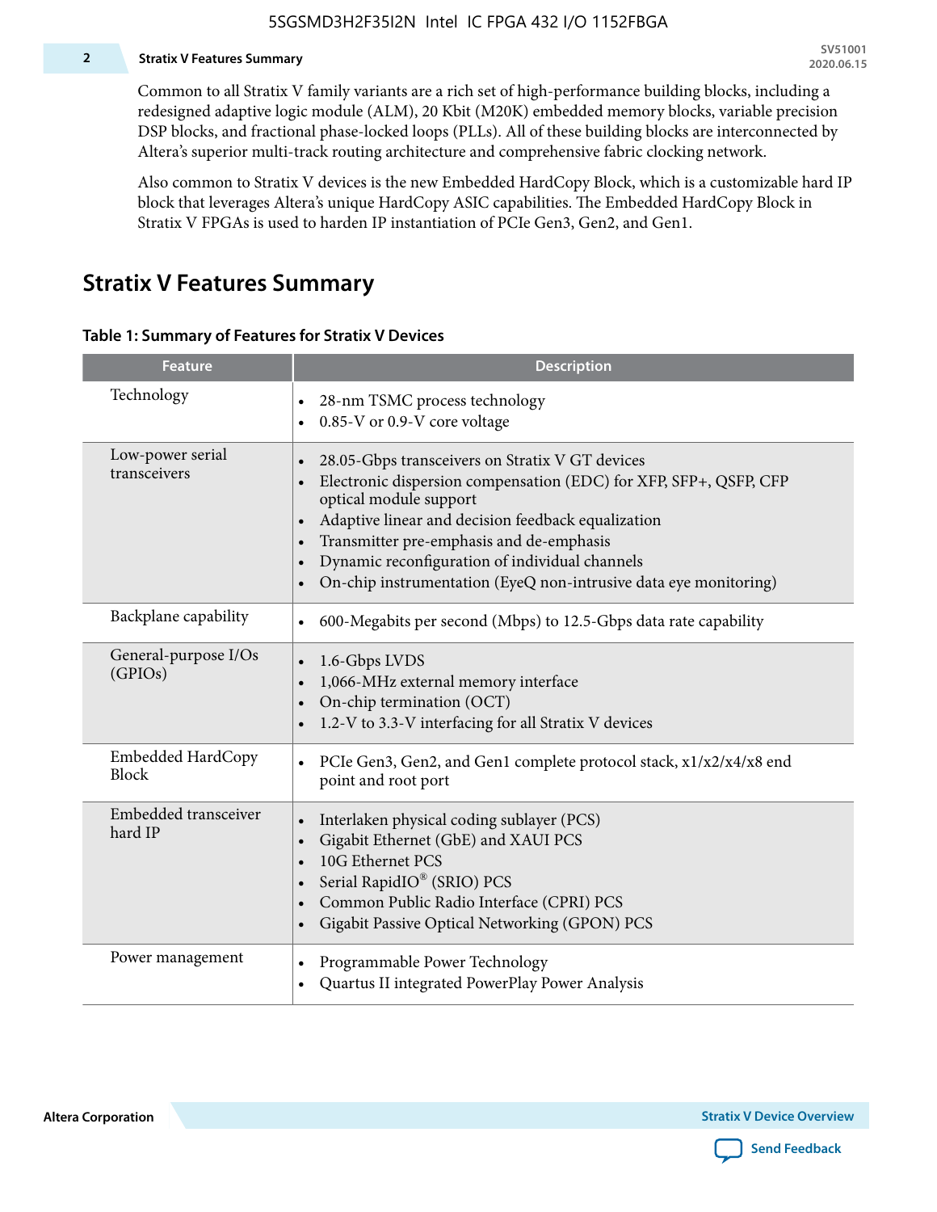Common to all Stratix V family variants are a rich set of high-performance building blocks, including a redesigned adaptive logic module (ALM), 20 Kbit (M20K) embedded memory blocks, variable precision DSP blocks, and fractional phase-locked loops (PLLs). All of these building blocks are interconnected by Altera's superior multi-track routing architecture and comprehensive fabric clocking network.

Also common to Stratix V devices is the new Embedded HardCopy Block, which is a customizable hard IP block that leverages Altera's unique HardCopy ASIC capabilities. The Embedded HardCopy Block in Stratix V FPGAs is used to harden IP instantiation of PCIe Gen3, Gen2, and Gen1.

## Stratix V Features Summary

**Table 1: Summary of Features for Stratix V Devices**

| Feature | Description |
|---|---|
| Technology | • 28-nm TSMC process technology<br>• 0.85-V or 0.9-V core voltage |
| Low-power serial transceivers | • 28.05-Gbps transceivers on Stratix V GT devices<br>• Electronic dispersion compensation (EDC) for XFP, SFP+, QSFP, CFP optical module support<br>• Adaptive linear and decision feedback equalization<br>• Transmitter pre-emphasis and de-emphasis<br>• Dynamic reconfiguration of individual channels<br>• On-chip instrumentation (EyeQ non-intrusive data eye monitoring) |
| Backplane capability | • 600-Megabits per second (Mbps) to 12.5-Gbps data rate capability |
| General-purpose I/Os (GPIOs) | • 1.6-Gbps LVDS<br>• 1,066-MHz external memory interface<br>• On-chip termination (OCT)<br>• 1.2-V to 3.3-V interfacing for all Stratix V devices |
| Embedded HardCopy Block | • PCIe Gen3, Gen2, and Gen1 complete protocol stack, x1/x2/x4/x8 end point and root port |
| Embedded transceiver hard IP | • Interlaken physical coding sublayer (PCS)<br>• Gigabit Ethernet (GbE) and XAUI PCS<br>• 10G Ethernet PCS<br>• Serial RapidIO® (SRIO) PCS<br>• Common Public Radio Interface (CPRI) PCS<br>• Gigabit Passive Optical Networking (GPON) PCS |
| Power management | • Programmable Power Technology<br>• Quartus II integrated PowerPlay Power Analysis |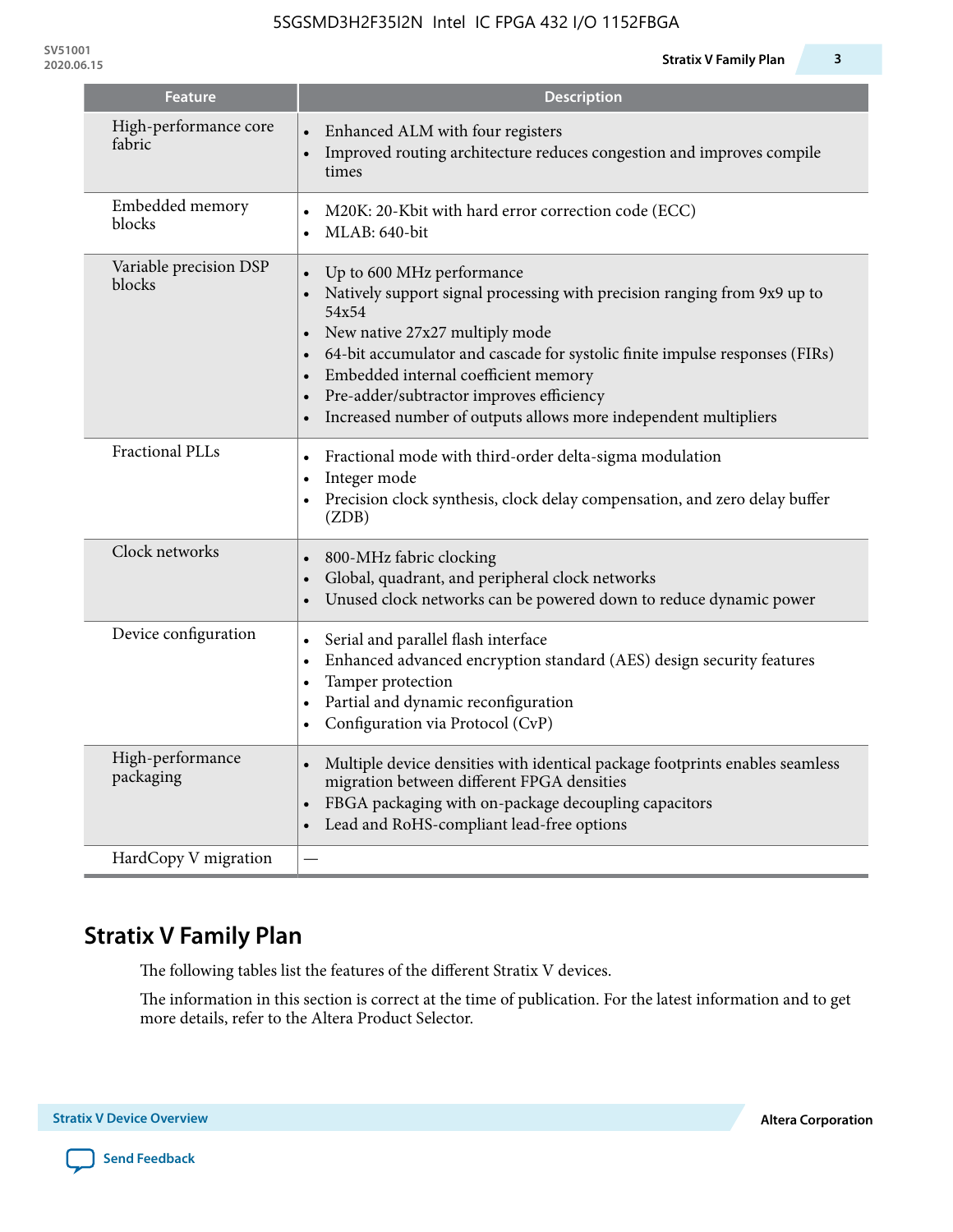| Feature | Description |
|---|---|
| High-performance core fabric | • Enhanced ALM with four registers<br>• Improved routing architecture reduces congestion and improves compile times |
| Embedded memory blocks | • M20K: 20-Kbit with hard error correction code (ECC)<br>• MLAB: 640-bit |
| Variable precision DSP blocks | • Up to 600 MHz performance<br>• Natively support signal processing with precision ranging from 9x9 up to 54x54<br>• New native 27x27 multiply mode<br>• 64-bit accumulator and cascade for systolic finite impulse responses (FIRs)<br>• Embedded internal coefficient memory<br>• Pre-adder/subtractor improves efficiency<br>• Increased number of outputs allows more independent multipliers |
| Fractional PLLs | • Fractional mode with third-order delta-sigma modulation<br>• Integer mode<br>• Precision clock synthesis, clock delay compensation, and zero delay buffer (ZDB) |
| Clock networks | • 800-MHz fabric clocking<br>• Global, quadrant, and peripheral clock networks<br>• Unused clock networks can be powered down to reduce dynamic power |
| Device configuration | • Serial and parallel flash interface<br>• Enhanced advanced encryption standard (AES) design security features<br>• Tamper protection<br>• Partial and dynamic reconfiguration<br>• Configuration via Protocol (CvP) |
| High-performance packaging | • Multiple device densities with identical package footprints enables seamless migration between different FPGA densities<br>• FBGA packaging with on-package decoupling capacitors<br>• Lead and RoHS-compliant lead-free options |
| HardCopy V migration | — |

## Stratix V Family Plan

The following tables list the features of the different Stratix V devices.

The information in this section is correct at the time of publication. For the latest information and to get more details, refer to the Altera Product Selector.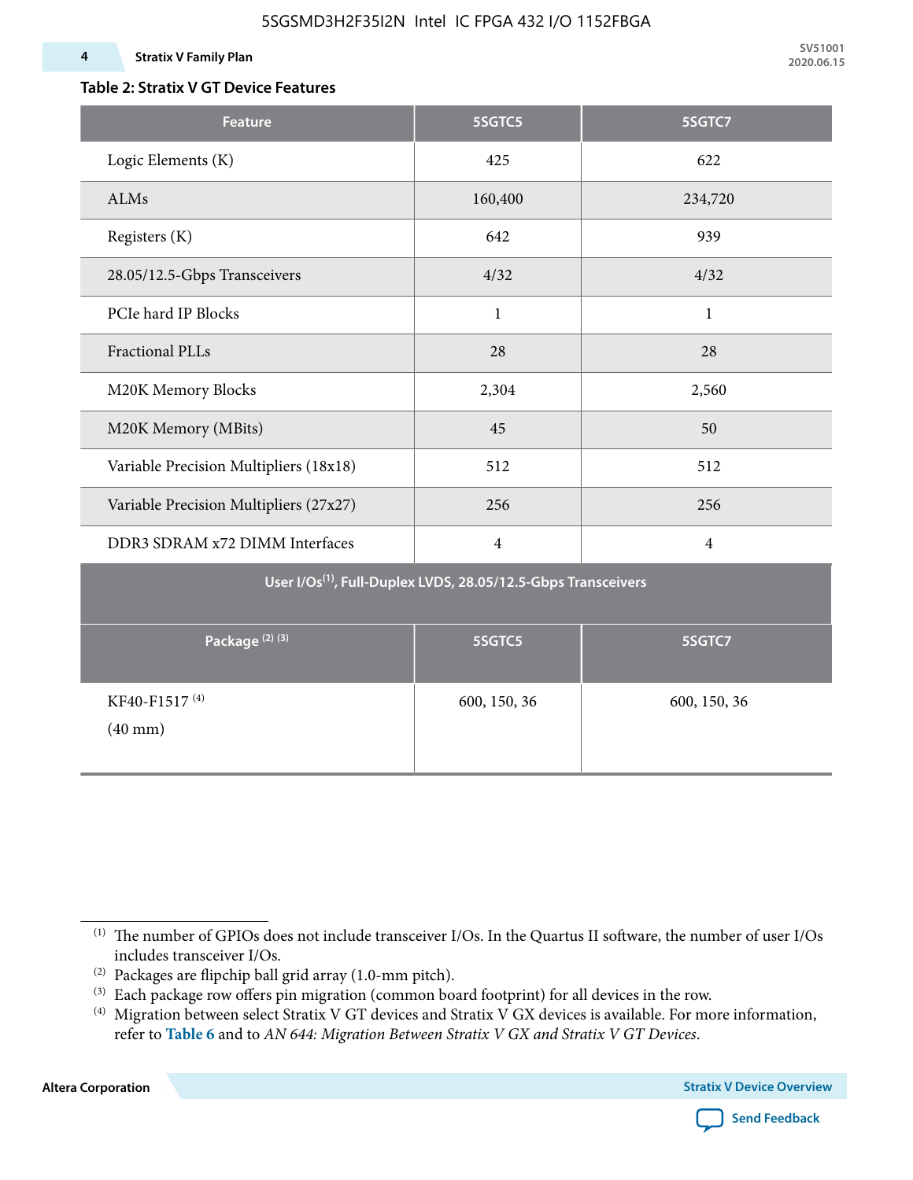**Table 2: Stratix V GT Device Features**

| Feature | 5SGTC5 | 5SGTC7 |
|---|---|---|
| Logic Elements (K) | 425 | 622 |
| ALMs | 160,400 | 234,720 |
| Registers (K) | 642 | 939 |
| 28.05/12.5-Gbps Transceivers | 4/32 | 4/32 |
| PCIe hard IP Blocks | 1 | 1 |
| Fractional PLLs | 28 | 28 |
| M20K Memory Blocks | 2,304 | 2,560 |
| M20K Memory (MBits) | 45 | 50 |
| Variable Precision Multipliers (18x18) | 512 | 512 |
| Variable Precision Multipliers (27x27) | 256 | 256 |
| DDR3 SDRAM x72 DIMM Interfaces | 4 | 4 |
| **User I/Os[(1)], Full-Duplex LVDS, 28.05/12.5-Gbps Transceivers** | | |
| **Package [(2)] [(3)]** | **5SGTC5** | **5SGTC7** |
| KF40-F1517 [(4)] (40 mm) | 600, 150, 36 | 600, 150, 36 |

(1) The number of GPIOs does not include transceiver I/Os. In the Quartus II software, the number of user I/Os includes transceiver I/Os.

(2) Packages are flipchip ball grid array (1.0-mm pitch).

(3) Each package row offers pin migration (common board footprint) for all devices in the row.

(4) Migration between select Stratix V GT devices and Stratix V GX devices is available. For more information, refer to **Table 6** and to *AN 644: Migration Between Stratix V GX and Stratix V GT Devices*.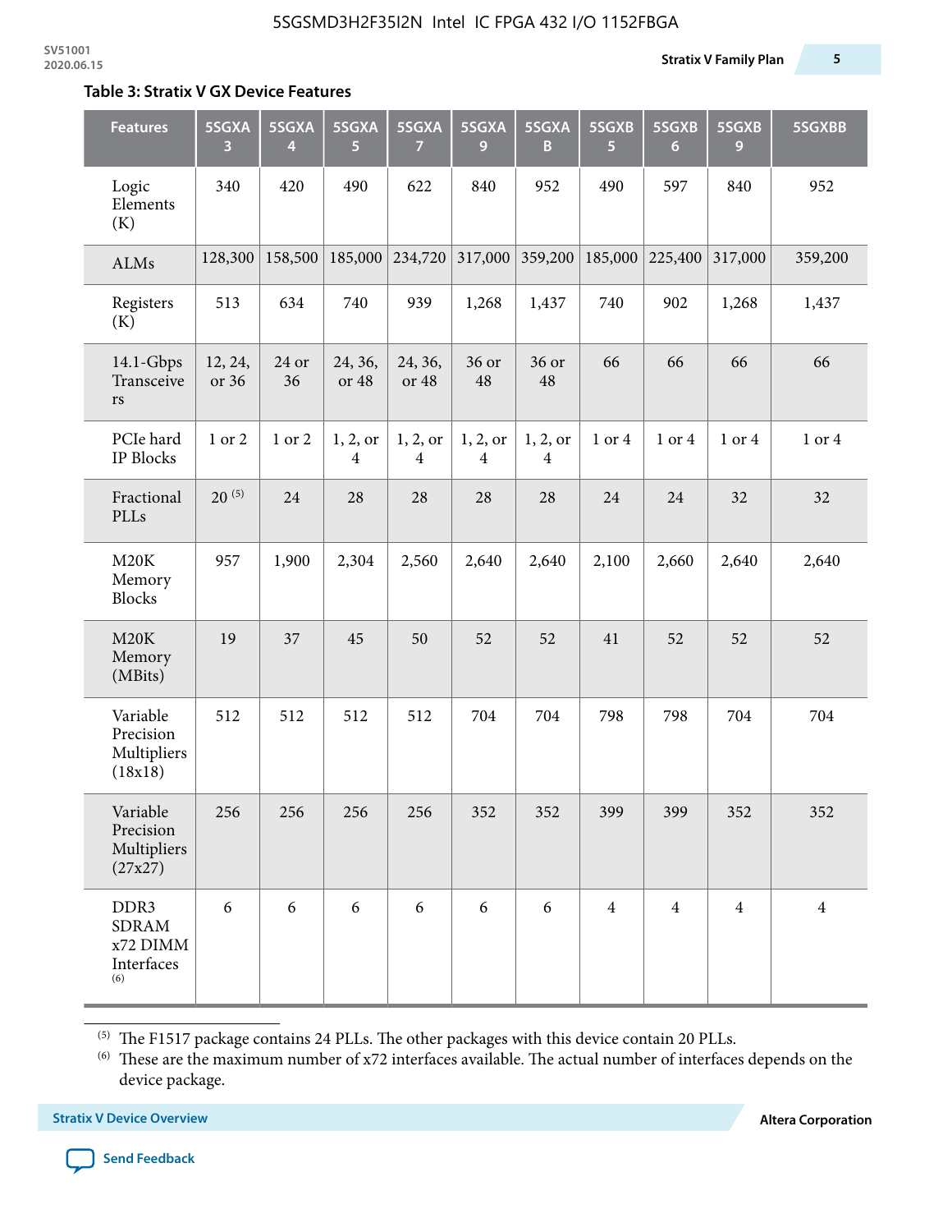**Table 3: Stratix V GX Device Features**

| Features | 5SGXA 3 | 5SGXA 4 | 5SGXA 5 | 5SGXA 7 | 5SGXA 9 | 5SGXA B | 5SGXB 5 | 5SGXB 6 | 5SGXB 9 | 5SGXBB |
|---|---|---|---|---|---|---|---|---|---|---|
| Logic Elements (K) | 340 | 420 | 490 | 622 | 840 | 952 | 490 | 597 | 840 | 952 |
| ALMs | 128,300 | 158,500 | 185,000 | 234,720 | 317,000 | 359,200 | 185,000 | 225,400 | 317,000 | 359,200 |
| Registers (K) | 513 | 634 | 740 | 939 | 1,268 | 1,437 | 740 | 902 | 1,268 | 1,437 |
| 14.1-Gbps Transceivers | 12, 24, or 36 | 24 or 36 | 24, 36, or 48 | 24, 36, or 48 | 36 or 48 | 36 or 48 | 66 | 66 | 66 | 66 |
| PCIe hard IP Blocks | 1 or 2 | 1 or 2 | 1, 2, or 4 | 1, 2, or 4 | 1, 2, or 4 | 1, 2, or 4 | 1 or 4 | 1 or 4 | 1 or 4 | 1 or 4 |
| Fractional PLLs | 20 [5] | 24 | 28 | 28 | 28 | 28 | 24 | 24 | 32 | 32 |
| M20K Memory Blocks | 957 | 1,900 | 2,304 | 2,560 | 2,640 | 2,640 | 2,100 | 2,660 | 2,640 | 2,640 |
| M20K Memory (MBits) | 19 | 37 | 45 | 50 | 52 | 52 | 41 | 52 | 52 | 52 |
| Variable Precision Multipliers (18x18) | 512 | 512 | 512 | 512 | 704 | 704 | 798 | 798 | 704 | 704 |
| Variable Precision Multipliers (27x27) | 256 | 256 | 256 | 256 | 352 | 352 | 399 | 399 | 352 | 352 |
| DDR3 SDRAM x72 DIMM Interfaces [6] | 6 | 6 | 6 | 6 | 6 | 6 | 4 | 4 | 4 | 4 |

[5] The F1517 package contains 24 PLLs. The other packages with this device contain 20 PLLs.

[6] These are the maximum number of x72 interfaces available. The actual number of interfaces depends on the device package.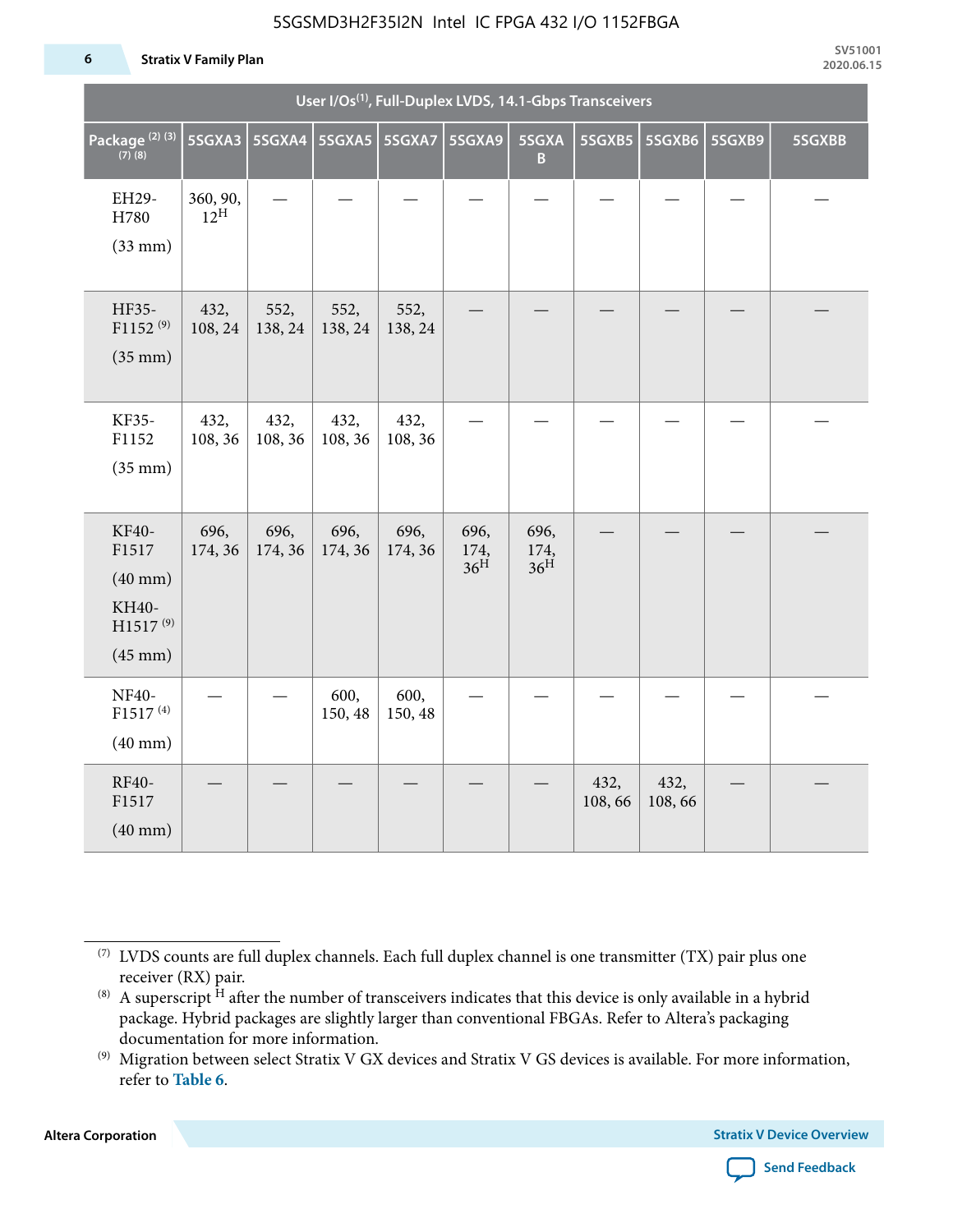| User I/Os(1), Full-Duplex LVDS, 14.1-Gbps Transceivers | | | | | | | | | | |
|---|---|---|---|---|---|---|---|---|---|---|
| Package (2) (3) (7) (8) | 5SGXA3 | 5SGXA4 | 5SGXA5 | 5SGXA7 | 5SGXA9 | 5SGXAB | 5SGXB5 | 5SGXB6 | 5SGXB9 | 5SGXBB |
| EH29-H780 (33 mm) | 360, 90, 12H | — | — | — | — | — | — | — | — | — |
| HF35-F1152 (9) (35 mm) | 432, 108, 24 | 552, 138, 24 | 552, 138, 24 | 552, 138, 24 | — | — | — | — | — | — |
| KF35-F1152 (35 mm) | 432, 108, 36 | 432, 108, 36 | 432, 108, 36 | 432, 108, 36 | — | — | — | — | — | — |
| KF40-F1517 (40 mm) KH40-H1517 (9) (45 mm) | 696, 174, 36 | 696, 174, 36 | 696, 174, 36 | 696, 174, 36 | 696, 174, 36H | 696, 174, 36H | — | — | — | — |
| NF40-F1517 (4) (40 mm) | — | — | 600, 150, 48 | 600, 150, 48 | — | — | — | — | — | — |
| RF40-F1517 (40 mm) | — | — | — | — | — | — | 432, 108, 66 | 432, 108, 66 | — | — |

(7) LVDS counts are full duplex channels. Each full duplex channel is one transmitter (TX) pair plus one receiver (RX) pair.

(8) A superscript H after the number of transceivers indicates that this device is only available in a hybrid package. Hybrid packages are slightly larger than conventional FBGAs. Refer to Altera's packaging documentation for more information.

(9) Migration between select Stratix V GX devices and Stratix V GS devices is available. For more information, refer to **Table 6**.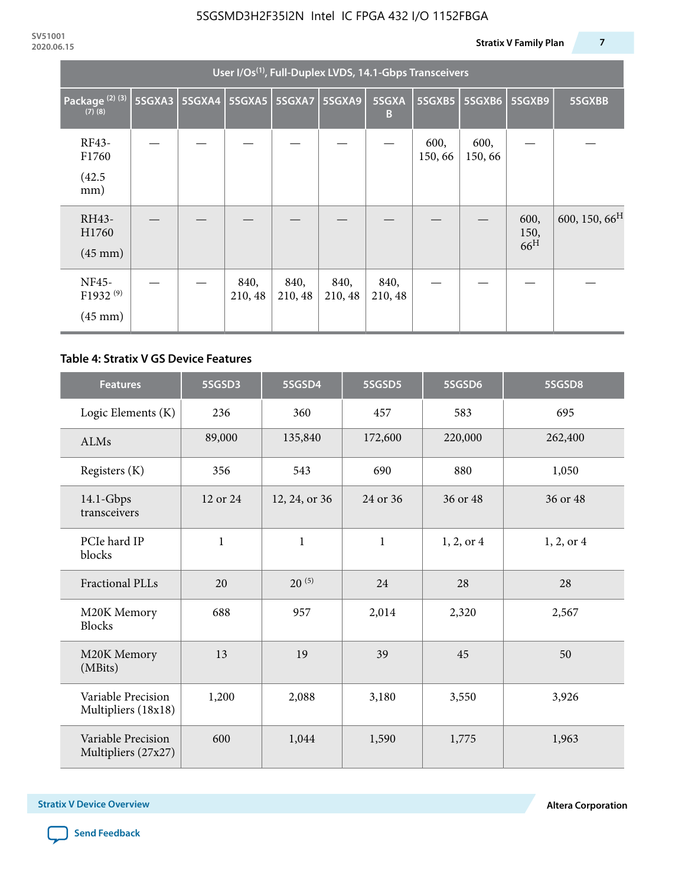| User I/Os(1), Full-Duplex LVDS, 14.1-Gbps Transceivers | | | | | | | | | | |
|---|---|---|---|---|---|---|---|---|---|---|
| Package (2) (3) (7) (8) | 5SGXA3 | 5SGXA4 | 5SGXA5 | 5SGXA7 | 5SGXA9 | 5SGXAB | 5SGXB5 | 5SGXB6 | 5SGXB9 | 5SGXBB |
| RF43-F1760 (42.5 mm) | — | — | — | — | — | — | 600, 150, 66 | 600, 150, 66 | — | — |
| RH43-H1760 (45 mm) | — | — | — | — | — | — | — | — | 600, 150, 66H | 600, 150, 66H |
| NF45-F1932 (9) (45 mm) | — | — | 840, 210, 48 | 840, 210, 48 | 840, 210, 48 | 840, 210, 48 | — | — | — | — |

### Table 4: Stratix V GS Device Features

| Features | 5SGSD3 | 5SGSD4 | 5SGSD5 | 5SGSD6 | 5SGSD8 |
|---|---|---|---|---|---|
| Logic Elements (K) | 236 | 360 | 457 | 583 | 695 |
| ALMs | 89,000 | 135,840 | 172,600 | 220,000 | 262,400 |
| Registers (K) | 356 | 543 | 690 | 880 | 1,050 |
| 14.1-Gbps transceivers | 12 or 24 | 12, 24, or 36 | 24 or 36 | 36 or 48 | 36 or 48 |
| PCIe hard IP blocks | 1 | 1 | 1 | 1, 2, or 4 | 1, 2, or 4 |
| Fractional PLLs | 20 | 20 (5) | 24 | 28 | 28 |
| M20K Memory Blocks | 688 | 957 | 2,014 | 2,320 | 2,567 |
| M20K Memory (MBits) | 13 | 19 | 39 | 45 | 50 |
| Variable Precision Multipliers (18x18) | 1,200 | 2,088 | 3,180 | 3,550 | 3,926 |
| Variable Precision Multipliers (27x27) | 600 | 1,044 | 1,590 | 1,775 | 1,963 |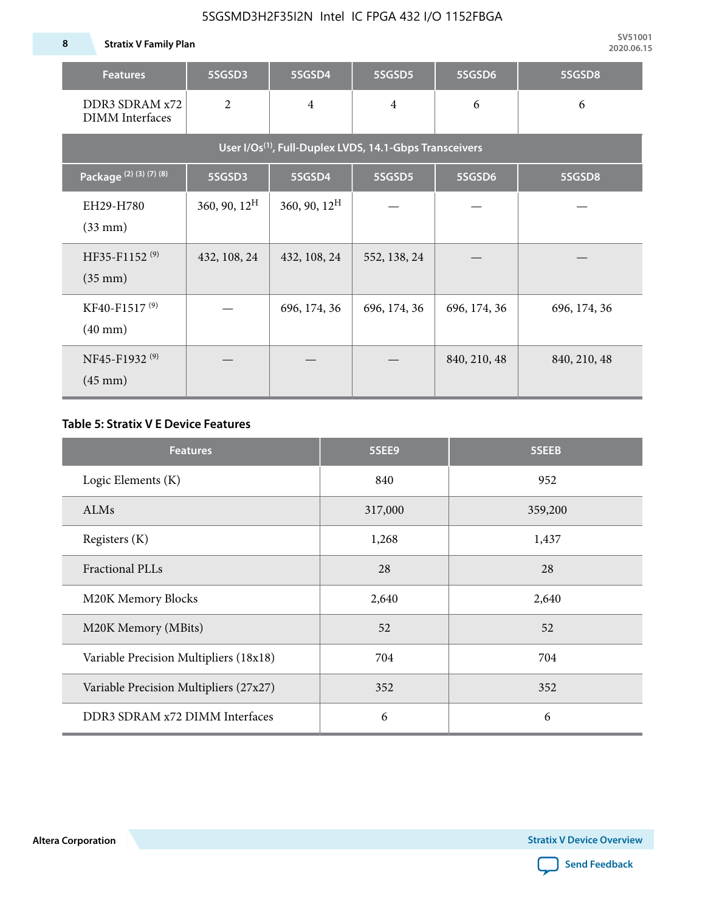| Features | 5SGSD3 | 5SGSD4 | 5SGSD5 | 5SGSD6 | 5SGSD8 |
|---|---|---|---|---|---|
| DDR3 SDRAM x72 DIMM Interfaces | 2 | 4 | 4 | 6 | 6 |
| **User I/Os[(1)], Full-Duplex LVDS, 14.1-Gbps Transceivers** | | | | | |
| **Package [(2) (3) (7) (8)]** | **5SGSD3** | **5SGSD4** | **5SGSD5** | **5SGSD6** | **5SGSD8** |
| EH29-H780 (33 mm) | 360, 90, 12[H] | 360, 90, 12[H] | — | — | — |
| HF35-F1152 [(9)] (35 mm) | 432, 108, 24 | 432, 108, 24 | 552, 138, 24 | — | — |
| KF40-F1517 [(9)] (40 mm) | — | 696, 174, 36 | 696, 174, 36 | 696, 174, 36 | 696, 174, 36 |
| NF45-F1932 [(9)] (45 mm) | — | — | — | 840, 210, 48 | 840, 210, 48 |

**Table 5: Stratix V E Device Features**

| Features | 5SEE9 | 5SEEB |
|---|---|---|
| Logic Elements (K) | 840 | 952 |
| ALMs | 317,000 | 359,200 |
| Registers (K) | 1,268 | 1,437 |
| Fractional PLLs | 28 | 28 |
| M20K Memory Blocks | 2,640 | 2,640 |
| M20K Memory (MBits) | 52 | 52 |
| Variable Precision Multipliers (18x18) | 704 | 704 |
| Variable Precision Multipliers (27x27) | 352 | 352 |
| DDR3 SDRAM x72 DIMM Interfaces | 6 | 6 |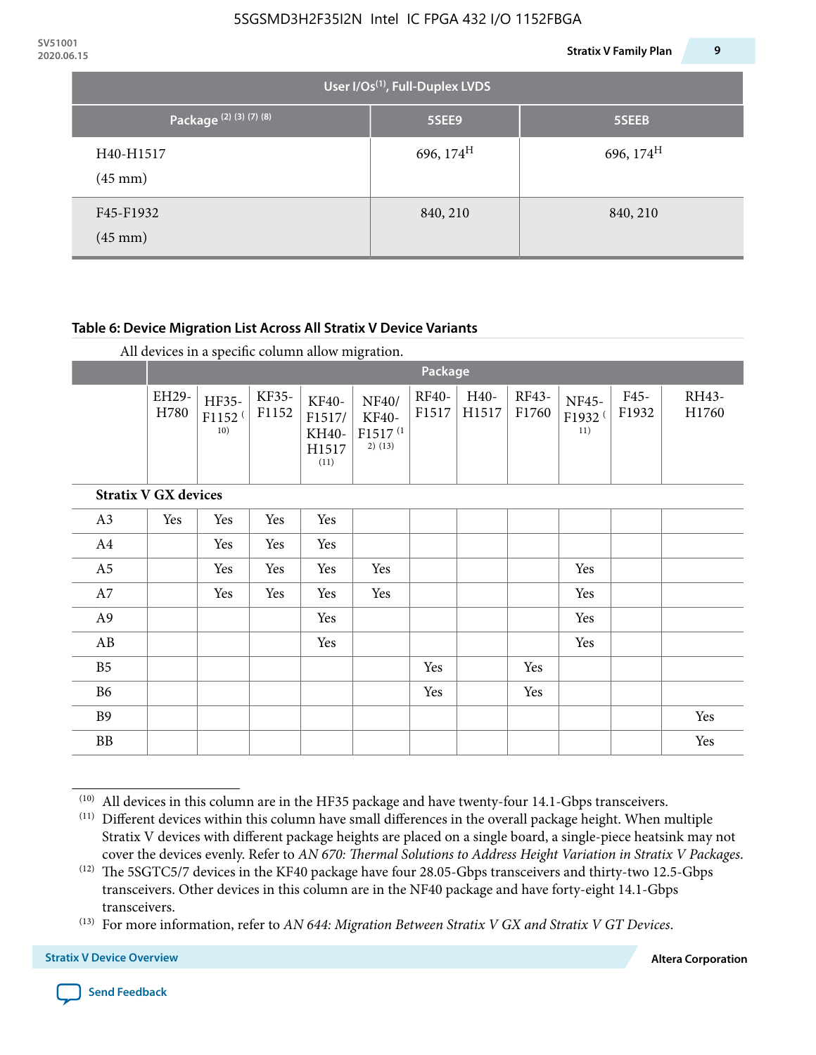| User I/Os(1), Full-Duplex LVDS | | |
|---|---|---|
| Package (2) (3) (7) (8) | 5SEE9 | 5SEEB |
| H40-H1517 (45 mm) | 696, 174[H] | 696, 174[H] |
| F45-F1932 (45 mm) | 840, 210 | 840, 210 |

**Table 6: Device Migration List Across All Stratix V Device Variants**

All devices in a specific column allow migration.

| | Package | | | | | | | | | | |
|---|---|---|---|---|---|---|---|---|---|---|---|
| | EH29-H780 | HF35-F1152 (10) | KF35-F1152 | KF40-F1517/ KH40-H1517 (11) | NF40/ KF40-F1517 (12) (13) | RF40-F1517 | H40-H1517 | RF43-F1760 | NF45-F1932 (11) | F45-F1932 | RH43-H1760 |
| **Stratix V GX devices** | | | | | | | | | | | |
| A3 | Yes | Yes | Yes | Yes | | | | | | | |
| A4 | | Yes | Yes | Yes | | | | | | | |
| A5 | | Yes | Yes | Yes | Yes | | | | Yes | | |
| A7 | | Yes | Yes | Yes | Yes | | | | Yes | | |
| A9 | | | | Yes | | | | | Yes | | |
| AB | | | | Yes | | | | | Yes | | |
| B5 | | | | | | Yes | | Yes | | | |
| B6 | | | | | | Yes | | Yes | | | |
| B9 | | | | | | | | | | | Yes |
| BB | | | | | | | | | | | Yes |

(10) All devices in this column are in the HF35 package and have twenty-four 14.1-Gbps transceivers.

(11) Different devices within this column have small differences in the overall package height. When multiple Stratix V devices with different package heights are placed on a single board, a single-piece heatsink may not cover the devices evenly. Refer to *AN 670: Thermal Solutions to Address Height Variation in Stratix V Packages*.

(12) The 5SGTC5/7 devices in the KF40 package have four 28.05-Gbps transceivers and thirty-two 12.5-Gbps transceivers. Other devices in this column are in the NF40 package and have forty-eight 14.1-Gbps transceivers.

(13) For more information, refer to *AN 644: Migration Between Stratix V GX and Stratix V GT Devices*.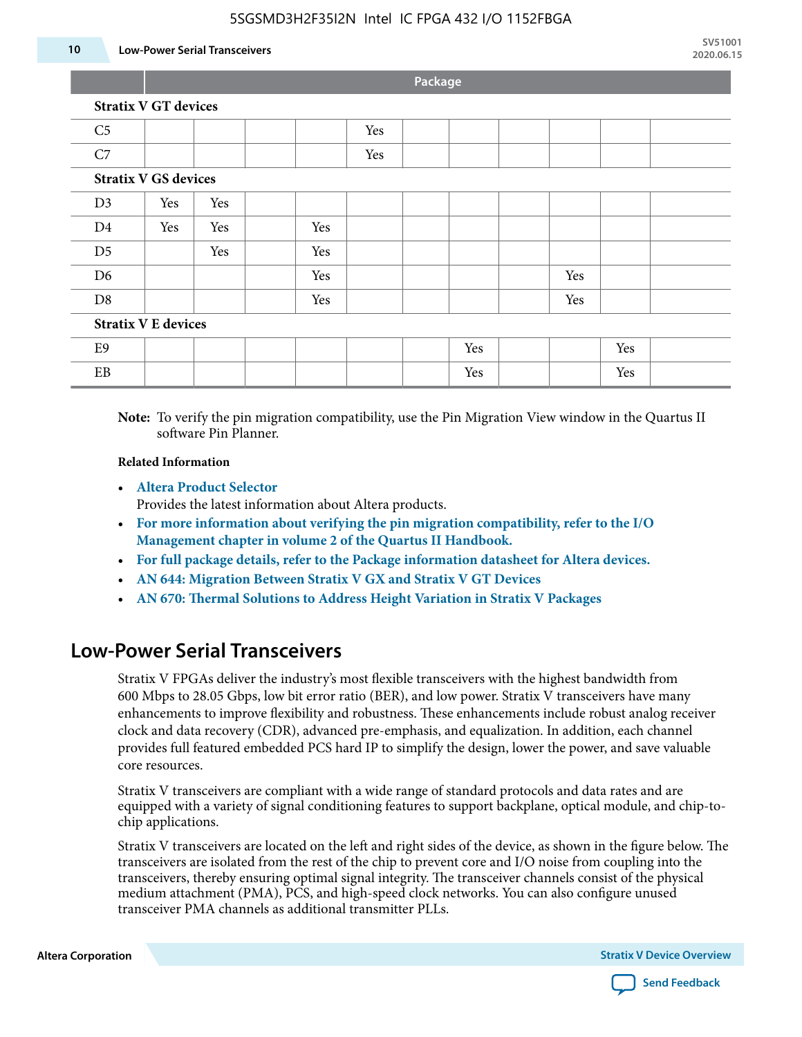| | Package | | | | | | | | | | |
|---|---|---|---|---|---|---|---|---|---|---|---|
| **Stratix V GT devices** | | | | | | | | | | | |
| C5 | | | | | Yes | | | | | | |
| C7 | | | | | Yes | | | | | | |
| **Stratix V GS devices** | | | | | | | | | | | |
| D3 | Yes | Yes | | | | | | | | | |
| D4 | Yes | Yes | | Yes | | | | | | | |
| D5 | | Yes | | Yes | | | | | | | |
| D6 | | | | Yes | | | | | Yes | | |
| D8 | | | | Yes | | | | | Yes | | |
| **Stratix V E devices** | | | | | | | | | | | |
| E9 | | | | | | | Yes | | | Yes | |
| EB | | | | | | | Yes | | | Yes | |

**Note:** To verify the pin migration compatibility, use the Pin Migration View window in the Quartus II software Pin Planner.

**Related Information**

- **Altera Product Selector**
  Provides the latest information about Altera products.
- **For more information about verifying the pin migration compatibility, refer to the I/O Management chapter in volume 2 of the Quartus II Handbook.**
- **For full package details, refer to the Package information datasheet for Altera devices.**
- **AN 644: Migration Between Stratix V GX and Stratix V GT Devices**
- **AN 670: Thermal Solutions to Address Height Variation in Stratix V Packages**

## Low-Power Serial Transceivers

Stratix V FPGAs deliver the industry's most flexible transceivers with the highest bandwidth from 600 Mbps to 28.05 Gbps, low bit error ratio (BER), and low power. Stratix V transceivers have many enhancements to improve flexibility and robustness. These enhancements include robust analog receiver clock and data recovery (CDR), advanced pre-emphasis, and equalization. In addition, each channel provides full featured embedded PCS hard IP to simplify the design, lower the power, and save valuable core resources.

Stratix V transceivers are compliant with a wide range of standard protocols and data rates and are equipped with a variety of signal conditioning features to support backplane, optical module, and chip-to-chip applications.

Stratix V transceivers are located on the left and right sides of the device, as shown in the figure below. The transceivers are isolated from the rest of the chip to prevent core and I/O noise from coupling into the transceivers, thereby ensuring optimal signal integrity. The transceiver channels consist of the physical medium attachment (PMA), PCS, and high-speed clock networks. You can also configure unused transceiver PMA channels as additional transmitter PLLs.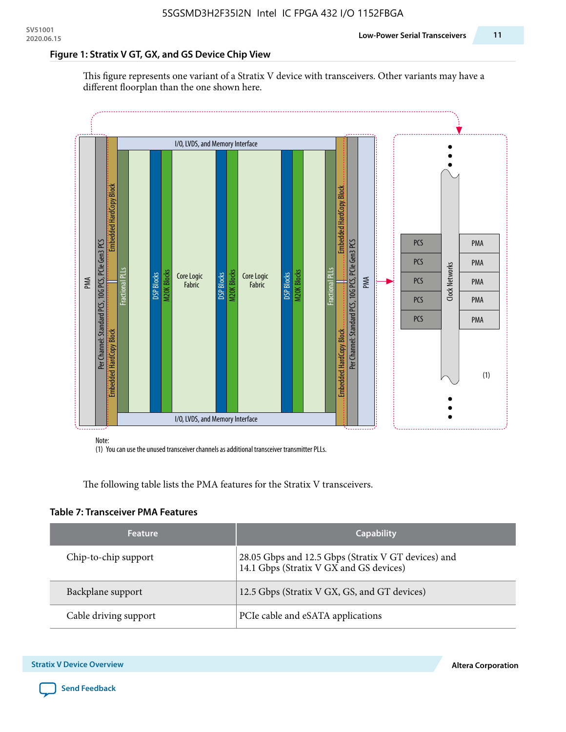### Figure 1: Stratix V GT, GX, and GS Device Chip View

This figure represents one variant of a Stratix V device with transceivers. Other variants may have a different floorplan than the one shown here.

Note:
(1) You can use the unused transceiver channels as additional transceiver transmitter PLLs.

The following table lists the PMA features for the Stratix V transceivers.

### Table 7: Transceiver PMA Features

| Feature | Capability |
| --- | --- |
| Chip-to-chip support | 28.05 Gbps and 12.5 Gbps (Stratix V GT devices) and 14.1 Gbps (Stratix V GX and GS devices) |
| Backplane support | 12.5 Gbps (Stratix V GX, GS, and GT devices) |
| Cable driving support | PCIe cable and eSATA applications |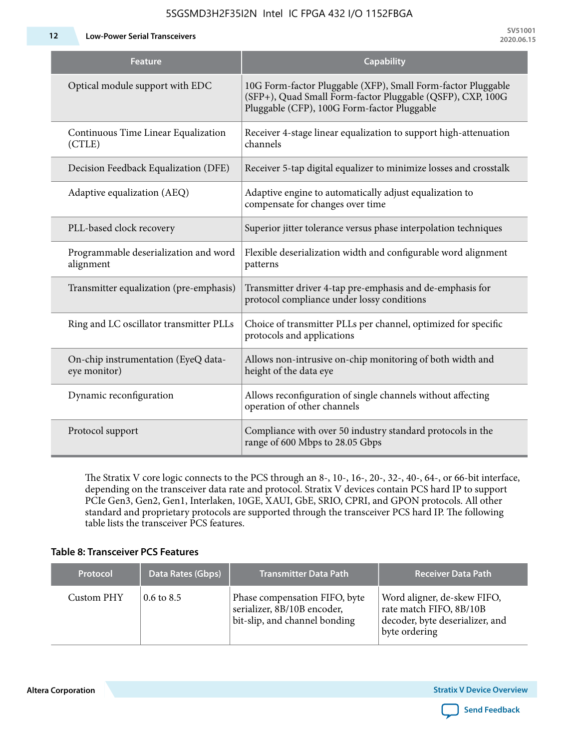| Feature | Capability |
|---|---|
| Optical module support with EDC | 10G Form-factor Pluggable (XFP), Small Form-factor Pluggable (SFP+), Quad Small Form-factor Pluggable (QSFP), CXP, 100G Pluggable (CFP), 100G Form-factor Pluggable |
| Continuous Time Linear Equalization (CTLE) | Receiver 4-stage linear equalization to support high-attenuation channels |
| Decision Feedback Equalization (DFE) | Receiver 5-tap digital equalizer to minimize losses and crosstalk |
| Adaptive equalization (AEQ) | Adaptive engine to automatically adjust equalization to compensate for changes over time |
| PLL-based clock recovery | Superior jitter tolerance versus phase interpolation techniques |
| Programmable deserialization and word alignment | Flexible deserialization width and configurable word alignment patterns |
| Transmitter equalization (pre-emphasis) | Transmitter driver 4-tap pre-emphasis and de-emphasis for protocol compliance under lossy conditions |
| Ring and LC oscillator transmitter PLLs | Choice of transmitter PLLs per channel, optimized for specific protocols and applications |
| On-chip instrumentation (EyeQ data-eye monitor) | Allows non-intrusive on-chip monitoring of both width and height of the data eye |
| Dynamic reconfiguration | Allows reconfiguration of single channels without affecting operation of other channels |
| Protocol support | Compliance with over 50 industry standard protocols in the range of 600 Mbps to 28.05 Gbps |

The Stratix V core logic connects to the PCS through an 8-, 10-, 16-, 20-, 32-, 40-, 64-, or 66-bit interface, depending on the transceiver data rate and protocol. Stratix V devices contain PCS hard IP to support PCIe Gen3, Gen2, Gen1, Interlaken, 10GE, XAUI, GbE, SRIO, CPRI, and GPON protocols. All other standard and proprietary protocols are supported through the transceiver PCS hard IP. The following table lists the transceiver PCS features.

**Table 8: Transceiver PCS Features**

| Protocol | Data Rates (Gbps) | Transmitter Data Path | Receiver Data Path |
|---|---|---|---|
| Custom PHY | 0.6 to 8.5 | Phase compensation FIFO, byte serializer, 8B/10B encoder, bit-slip, and channel bonding | Word aligner, de-skew FIFO, rate match FIFO, 8B/10B decoder, byte deserializer, and byte ordering |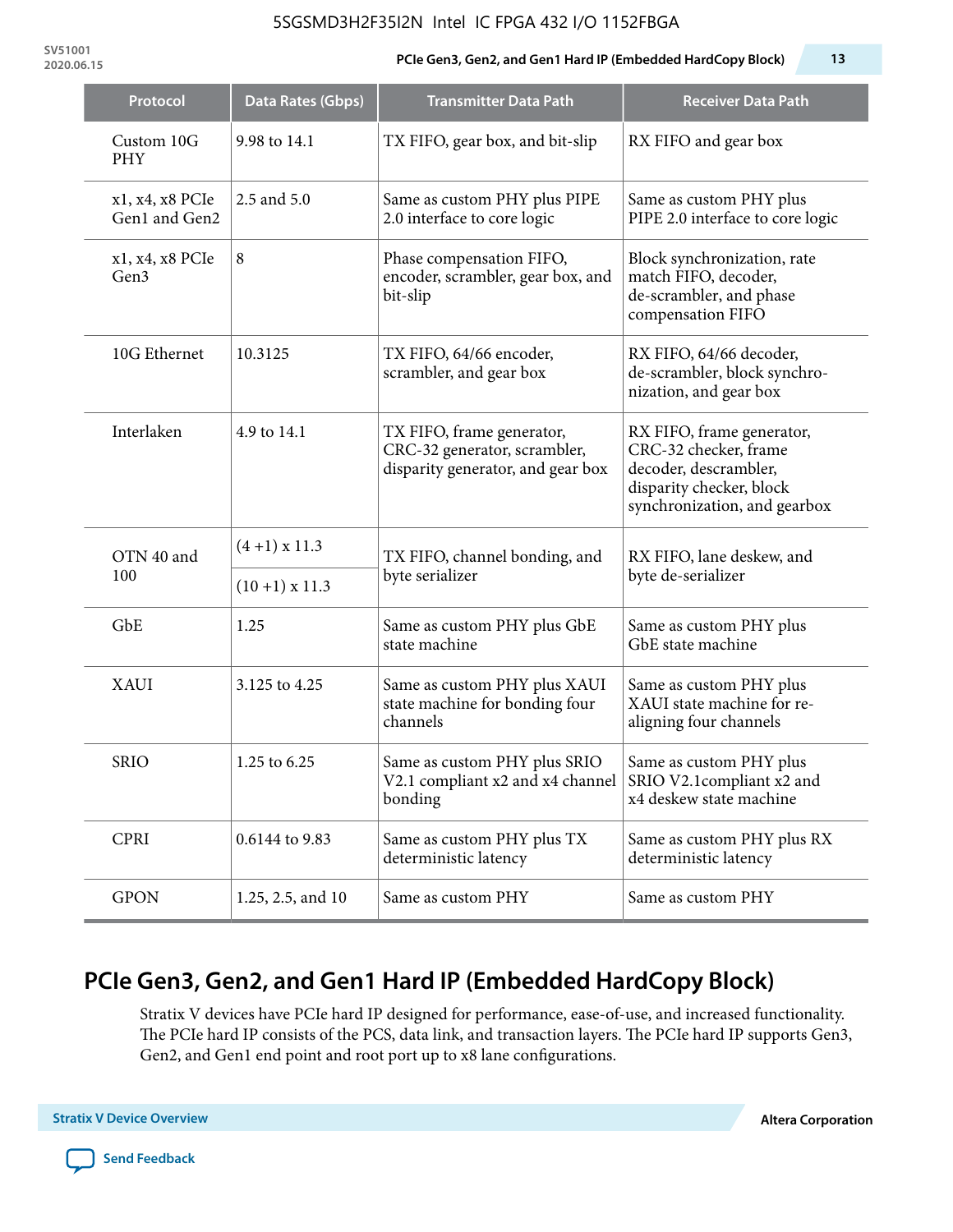| Protocol | Data Rates (Gbps) | Transmitter Data Path | Receiver Data Path |
|---|---|---|---|
| Custom 10G PHY | 9.98 to 14.1 | TX FIFO, gear box, and bit-slip | RX FIFO and gear box |
| x1, x4, x8 PCIe Gen1 and Gen2 | 2.5 and 5.0 | Same as custom PHY plus PIPE 2.0 interface to core logic | Same as custom PHY plus PIPE 2.0 interface to core logic |
| x1, x4, x8 PCIe Gen3 | 8 | Phase compensation FIFO, encoder, scrambler, gear box, and bit-slip | Block synchronization, rate match FIFO, decoder, de-scrambler, and phase compensation FIFO |
| 10G Ethernet | 10.3125 | TX FIFO, 64/66 encoder, scrambler, and gear box | RX FIFO, 64/66 decoder, de-scrambler, block synchronization, and gear box |
| Interlaken | 4.9 to 14.1 | TX FIFO, frame generator, CRC-32 generator, scrambler, disparity generator, and gear box | RX FIFO, frame generator, CRC-32 checker, frame decoder, descrambler, disparity checker, block synchronization, and gearbox |
| OTN 40 and 100 | (4 +1) x 11.3 | TX FIFO, channel bonding, and byte serializer | RX FIFO, lane deskew, and byte de-serializer |
| | (10 +1) x 11.3 | | |
| GbE | 1.25 | Same as custom PHY plus GbE state machine | Same as custom PHY plus GbE state machine |
| XAUI | 3.125 to 4.25 | Same as custom PHY plus XAUI state machine for bonding four channels | Same as custom PHY plus XAUI state machine for re-aligning four channels |
| SRIO | 1.25 to 6.25 | Same as custom PHY plus SRIO V2.1 compliant x2 and x4 channel bonding | Same as custom PHY plus SRIO V2.1compliant x2 and x4 deskew state machine |
| CPRI | 0.6144 to 9.83 | Same as custom PHY plus TX deterministic latency | Same as custom PHY plus RX deterministic latency |
| GPON | 1.25, 2.5, and 10 | Same as custom PHY | Same as custom PHY |

## PCIe Gen3, Gen2, and Gen1 Hard IP (Embedded HardCopy Block)

Stratix V devices have PCIe hard IP designed for performance, ease-of-use, and increased functionality. The PCIe hard IP consists of the PCS, data link, and transaction layers. The PCIe hard IP supports Gen3, Gen2, and Gen1 end point and root port up to x8 lane configurations.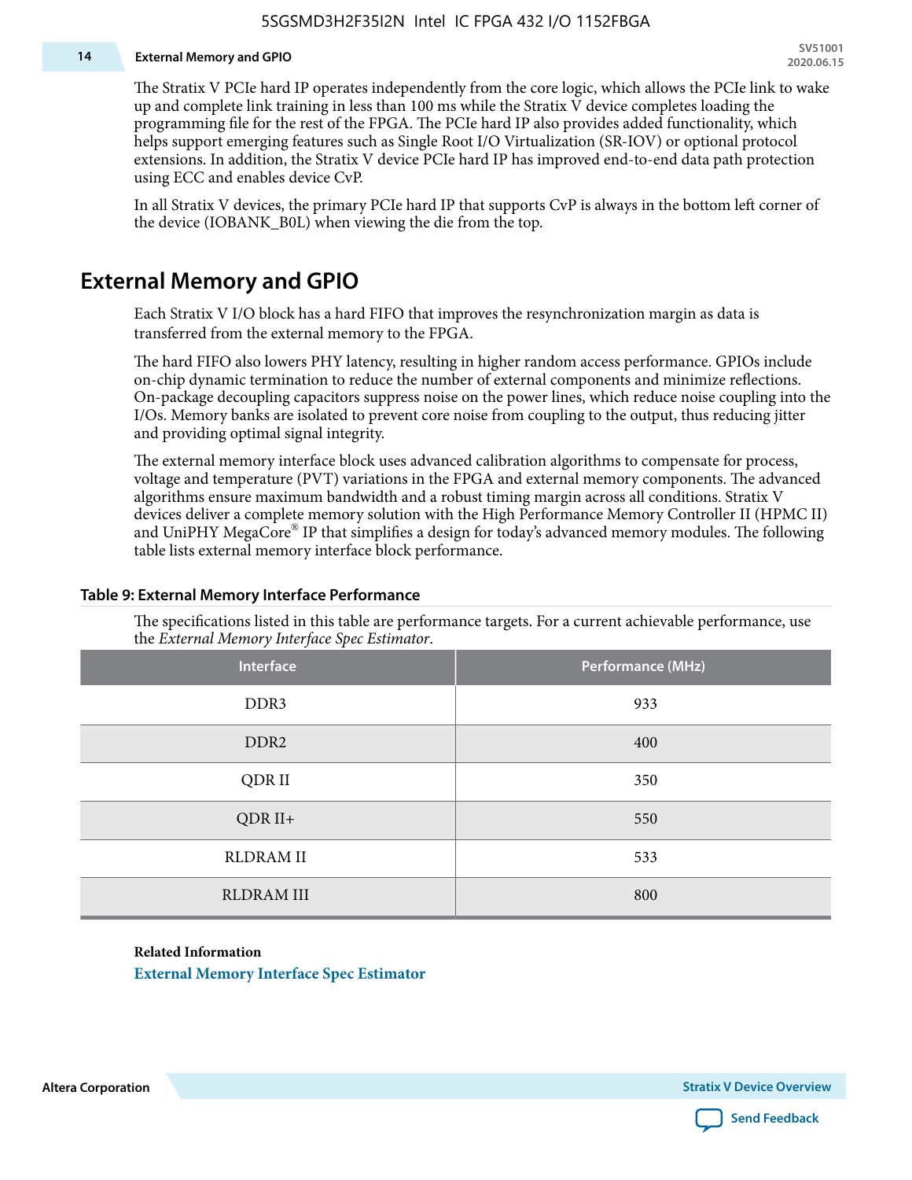The Stratix V PCIe hard IP operates independently from the core logic, which allows the PCIe link to wake up and complete link training in less than 100 ms while the Stratix V device completes loading the programming file for the rest of the FPGA. The PCIe hard IP also provides added functionality, which helps support emerging features such as Single Root I/O Virtualization (SR-IOV) or optional protocol extensions. In addition, the Stratix V device PCIe hard IP has improved end-to-end data path protection using ECC and enables device CvP.

In all Stratix V devices, the primary PCIe hard IP that supports CvP is always in the bottom left corner of the device (IOBANK_B0L) when viewing the die from the top.

## External Memory and GPIO

Each Stratix V I/O block has a hard FIFO that improves the resynchronization margin as data is transferred from the external memory to the FPGA.

The hard FIFO also lowers PHY latency, resulting in higher random access performance. GPIOs include on-chip dynamic termination to reduce the number of external components and minimize reflections. On-package decoupling capacitors suppress noise on the power lines, which reduce noise coupling into the I/Os. Memory banks are isolated to prevent core noise from coupling to the output, thus reducing jitter and providing optimal signal integrity.

The external memory interface block uses advanced calibration algorithms to compensate for process, voltage and temperature (PVT) variations in the FPGA and external memory components. The advanced algorithms ensure maximum bandwidth and a robust timing margin across all conditions. Stratix V devices deliver a complete memory solution with the High Performance Memory Controller II (HPMC II) and UniPHY MegaCore® IP that simplifies a design for today's advanced memory modules. The following table lists external memory interface block performance.

**Table 9: External Memory Interface Performance**

The specifications listed in this table are performance targets. For a current achievable performance, use the *External Memory Interface Spec Estimator*.

| Interface | Performance (MHz) |
|---|---|
| DDR3 | 933 |
| DDR2 | 400 |
| QDR II | 350 |
| QDR II+ | 550 |
| RLDRAM II | 533 |
| RLDRAM III | 800 |

**Related Information**

External Memory Interface Spec Estimator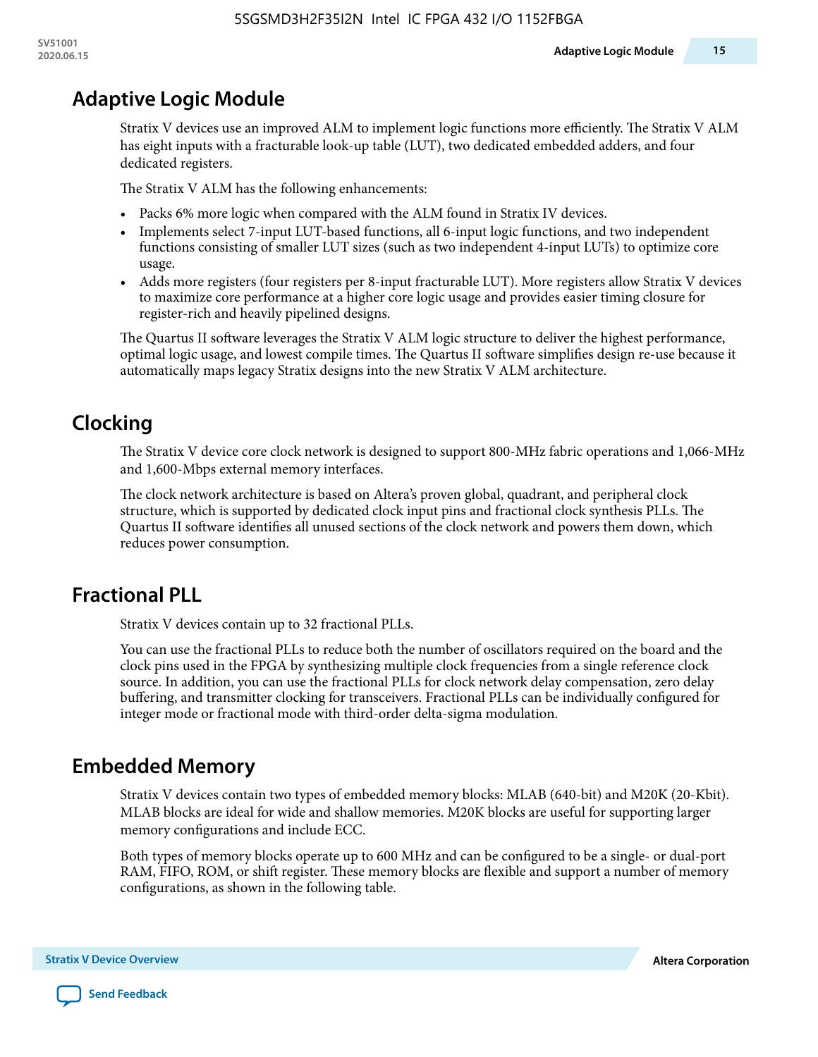## Adaptive Logic Module

Stratix V devices use an improved ALM to implement logic functions more efficiently. The Stratix V ALM has eight inputs with a fracturable look-up table (LUT), two dedicated embedded adders, and four dedicated registers.

The Stratix V ALM has the following enhancements:

- Packs 6% more logic when compared with the ALM found in Stratix IV devices.
- Implements select 7-input LUT-based functions, all 6-input logic functions, and two independent functions consisting of smaller LUT sizes (such as two independent 4-input LUTs) to optimize core usage.
- Adds more registers (four registers per 8-input fracturable LUT). More registers allow Stratix V devices to maximize core performance at a higher core logic usage and provides easier timing closure for register-rich and heavily pipelined designs.

The Quartus II software leverages the Stratix V ALM logic structure to deliver the highest performance, optimal logic usage, and lowest compile times. The Quartus II software simplifies design re-use because it automatically maps legacy Stratix designs into the new Stratix V ALM architecture.

## Clocking

The Stratix V device core clock network is designed to support 800-MHz fabric operations and 1,066-MHz and 1,600-Mbps external memory interfaces.

The clock network architecture is based on Altera's proven global, quadrant, and peripheral clock structure, which is supported by dedicated clock input pins and fractional clock synthesis PLLs. The Quartus II software identifies all unused sections of the clock network and powers them down, which reduces power consumption.

## Fractional PLL

Stratix V devices contain up to 32 fractional PLLs.

You can use the fractional PLLs to reduce both the number of oscillators required on the board and the clock pins used in the FPGA by synthesizing multiple clock frequencies from a single reference clock source. In addition, you can use the fractional PLLs for clock network delay compensation, zero delay buffering, and transmitter clocking for transceivers. Fractional PLLs can be individually configured for integer mode or fractional mode with third-order delta-sigma modulation.

## Embedded Memory

Stratix V devices contain two types of embedded memory blocks: MLAB (640-bit) and M20K (20-Kbit). MLAB blocks are ideal for wide and shallow memories. M20K blocks are useful for supporting larger memory configurations and include ECC.

Both types of memory blocks operate up to 600 MHz and can be configured to be a single- or dual-port RAM, FIFO, ROM, or shift register. These memory blocks are flexible and support a number of memory configurations, as shown in the following table.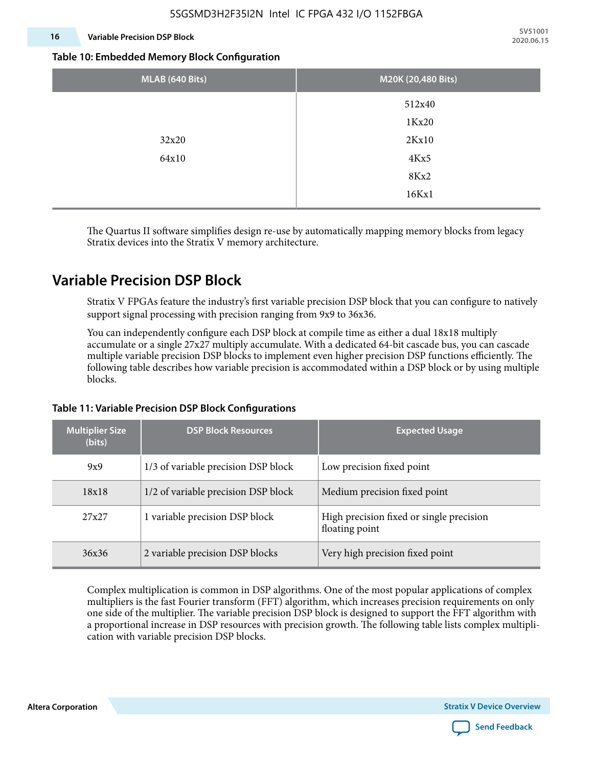**Table 10: Embedded Memory Block Configuration**

| MLAB (640 Bits) | M20K (20,480 Bits) |
|---|---|
| 32x20<br>64x10 | 512x40<br>1Kx20<br>2Kx10<br>4Kx5<br>8Kx2<br>16Kx1 |

The Quartus II software simplifies design re-use by automatically mapping memory blocks from legacy Stratix devices into the Stratix V memory architecture.

## Variable Precision DSP Block

Stratix V FPGAs feature the industry's first variable precision DSP block that you can configure to natively support signal processing with precision ranging from 9x9 to 36x36.

You can independently configure each DSP block at compile time as either a dual 18x18 multiply accumulate or a single 27x27 multiply accumulate. With a dedicated 64-bit cascade bus, you can cascade multiple variable precision DSP blocks to implement even higher precision DSP functions efficiently. The following table describes how variable precision is accommodated within a DSP block or by using multiple blocks.

**Table 11: Variable Precision DSP Block Configurations**

| Multiplier Size (bits) | DSP Block Resources | Expected Usage |
|---|---|---|
| 9x9 | 1/3 of variable precision DSP block | Low precision fixed point |
| 18x18 | 1/2 of variable precision DSP block | Medium precision fixed point |
| 27x27 | 1 variable precision DSP block | High precision fixed or single precision floating point |
| 36x36 | 2 variable precision DSP blocks | Very high precision fixed point |

Complex multiplication is common in DSP algorithms. One of the most popular applications of complex multipliers is the fast Fourier transform (FFT) algorithm, which increases precision requirements on only one side of the multiplier. The variable precision DSP block is designed to support the FFT algorithm with a proportional increase in DSP resources with precision growth. The following table lists complex multiplication with variable precision DSP blocks.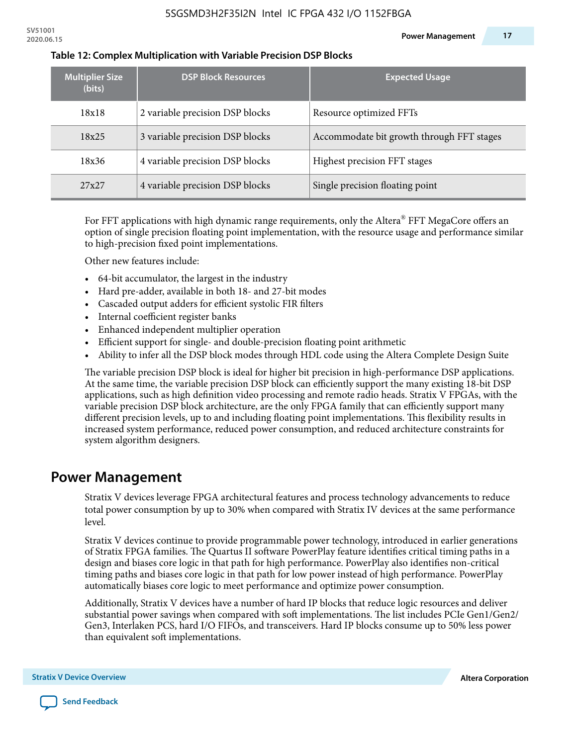**Table 12: Complex Multiplication with Variable Precision DSP Blocks**

| Multiplier Size (bits) | DSP Block Resources | Expected Usage |
|---|---|---|
| 18x18 | 2 variable precision DSP blocks | Resource optimized FFTs |
| 18x25 | 3 variable precision DSP blocks | Accommodate bit growth through FFT stages |
| 18x36 | 4 variable precision DSP blocks | Highest precision FFT stages |
| 27x27 | 4 variable precision DSP blocks | Single precision floating point |

For FFT applications with high dynamic range requirements, only the Altera® FFT MegaCore offers an option of single precision floating point implementation, with the resource usage and performance similar to high-precision fixed point implementations.

Other new features include:

- 64-bit accumulator, the largest in the industry
- Hard pre-adder, available in both 18- and 27-bit modes
- Cascaded output adders for efficient systolic FIR filters
- Internal coefficient register banks
- Enhanced independent multiplier operation
- Efficient support for single- and double-precision floating point arithmetic
- Ability to infer all the DSP block modes through HDL code using the Altera Complete Design Suite

The variable precision DSP block is ideal for higher bit precision in high-performance DSP applications. At the same time, the variable precision DSP block can efficiently support the many existing 18-bit DSP applications, such as high definition video processing and remote radio heads. Stratix V FPGAs, with the variable precision DSP block architecture, are the only FPGA family that can efficiently support many different precision levels, up to and including floating point implementations. This flexibility results in increased system performance, reduced power consumption, and reduced architecture constraints for system algorithm designers.

## Power Management

Stratix V devices leverage FPGA architectural features and process technology advancements to reduce total power consumption by up to 30% when compared with Stratix IV devices at the same performance level.

Stratix V devices continue to provide programmable power technology, introduced in earlier generations of Stratix FPGA families. The Quartus II software PowerPlay feature identifies critical timing paths in a design and biases core logic in that path for high performance. PowerPlay also identifies non-critical timing paths and biases core logic in that path for low power instead of high performance. PowerPlay automatically biases core logic to meet performance and optimize power consumption.

Additionally, Stratix V devices have a number of hard IP blocks that reduce logic resources and deliver substantial power savings when compared with soft implementations. The list includes PCIe Gen1/Gen2/Gen3, Interlaken PCS, hard I/O FIFOs, and transceivers. Hard IP blocks consume up to 50% less power than equivalent soft implementations.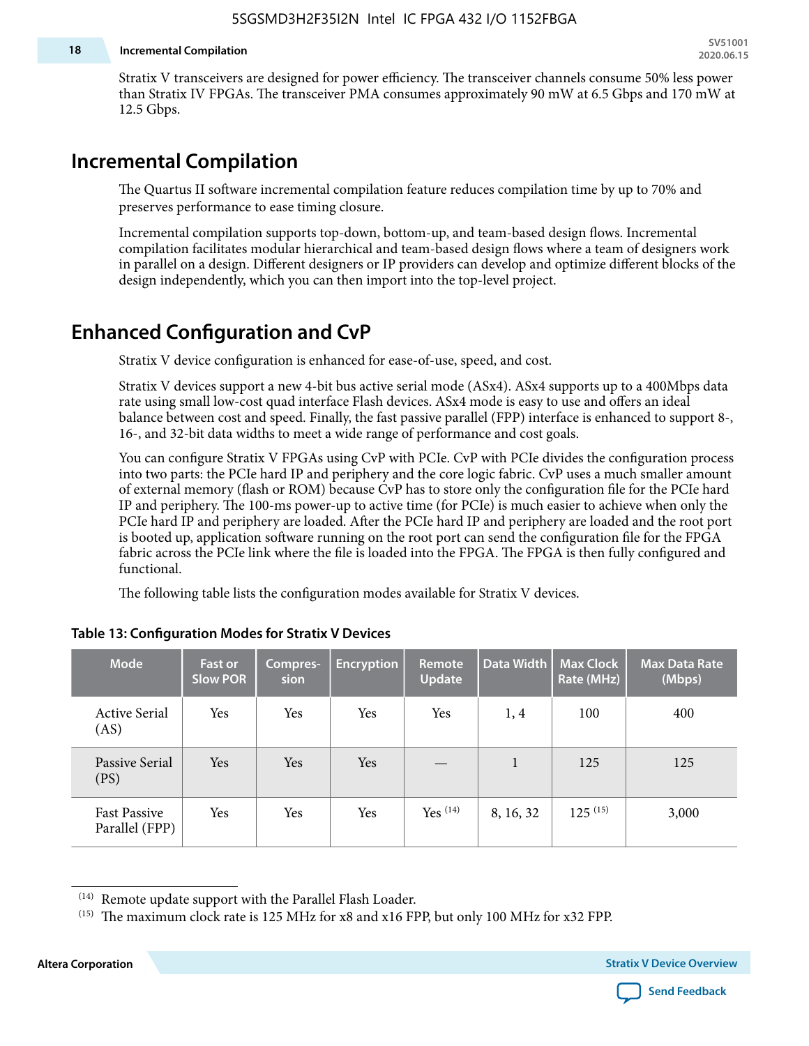Stratix V transceivers are designed for power efficiency. The transceiver channels consume 50% less power than Stratix IV FPGAs. The transceiver PMA consumes approximately 90 mW at 6.5 Gbps and 170 mW at 12.5 Gbps.

## Incremental Compilation

The Quartus II software incremental compilation feature reduces compilation time by up to 70% and preserves performance to ease timing closure.

Incremental compilation supports top-down, bottom-up, and team-based design flows. Incremental compilation facilitates modular hierarchical and team-based design flows where a team of designers work in parallel on a design. Different designers or IP providers can develop and optimize different blocks of the design independently, which you can then import into the top-level project.

## Enhanced Configuration and CvP

Stratix V device configuration is enhanced for ease-of-use, speed, and cost.

Stratix V devices support a new 4-bit bus active serial mode (ASx4). ASx4 supports up to a 400Mbps data rate using small low-cost quad interface Flash devices. ASx4 mode is easy to use and offers an ideal balance between cost and speed. Finally, the fast passive parallel (FPP) interface is enhanced to support 8-, 16-, and 32-bit data widths to meet a wide range of performance and cost goals.

You can configure Stratix V FPGAs using CvP with PCIe. CvP with PCIe divides the configuration process into two parts: the PCIe hard IP and periphery and the core logic fabric. CvP uses a much smaller amount of external memory (flash or ROM) because CvP has to store only the configuration file for the PCIe hard IP and periphery. The 100-ms power-up to active time (for PCIe) is much easier to achieve when only the PCIe hard IP and periphery are loaded. After the PCIe hard IP and periphery are loaded and the root port is booted up, application software running on the root port can send the configuration file for the FPGA fabric across the PCIe link where the file is loaded into the FPGA. The FPGA is then fully configured and functional.

The following table lists the configuration modes available for Stratix V devices.

**Table 13: Configuration Modes for Stratix V Devices**

| Mode | Fast or Slow POR | Compression | Encryption | Remote Update | Data Width | Max Clock Rate (MHz) | Max Data Rate (Mbps) |
|---|---|---|---|---|---|---|---|
| Active Serial (AS) | Yes | Yes | Yes | Yes | 1, 4 | 100 | 400 |
| Passive Serial (PS) | Yes | Yes | Yes | — | 1 | 125 | 125 |
| Fast Passive Parallel (FPP) | Yes | Yes | Yes | Yes [14] | 8, 16, 32 | 125 [15] | 3,000 |

[14] Remote update support with the Parallel Flash Loader.

[15] The maximum clock rate is 125 MHz for x8 and x16 FPP, but only 100 MHz for x32 FPP.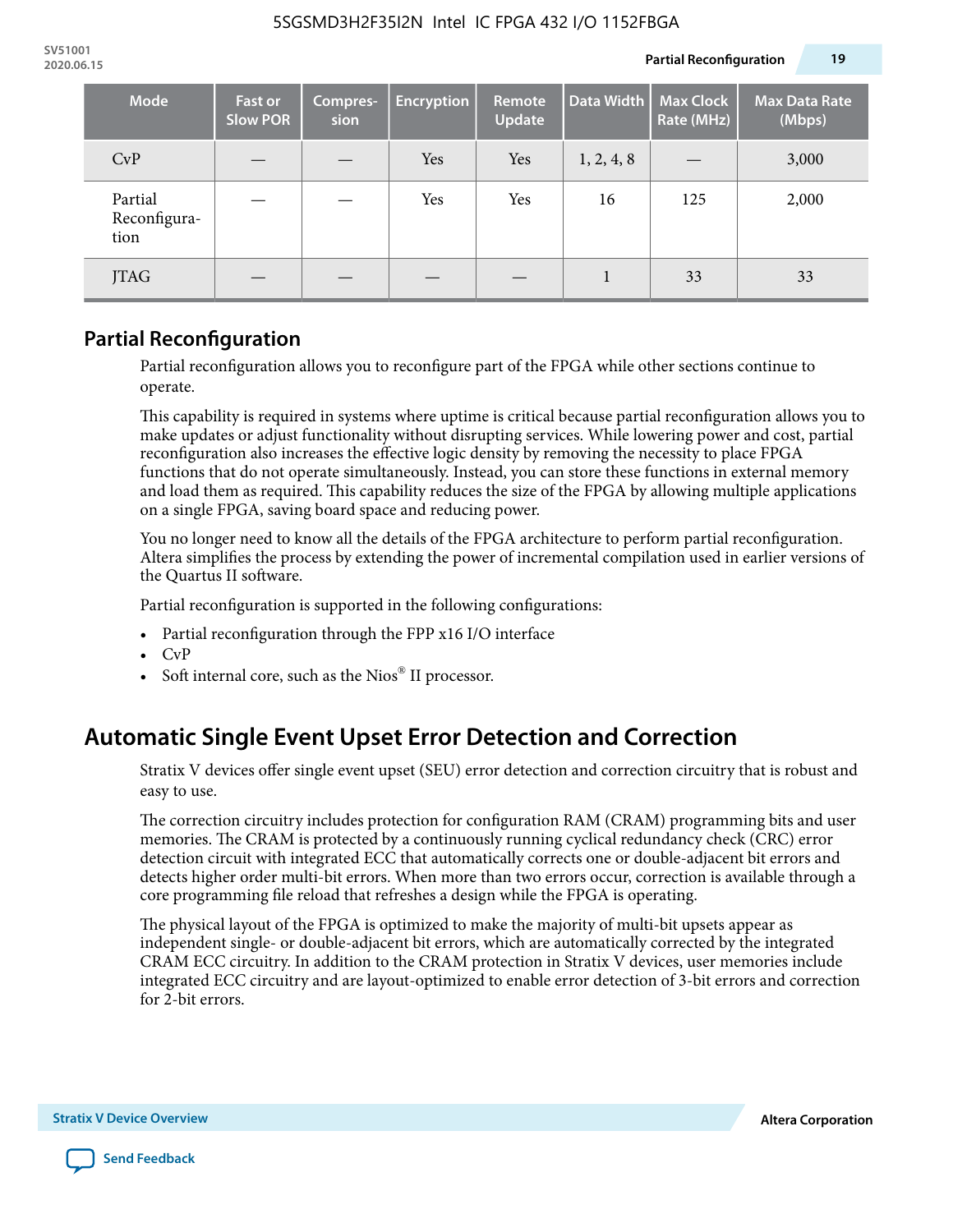| Mode | Fast or Slow POR | Compres-sion | Encryption | Remote Update | Data Width | Max Clock Rate (MHz) | Max Data Rate (Mbps) |
|---|---|---|---|---|---|---|---|
| CvP | — | — | Yes | Yes | 1, 2, 4, 8 | — | 3,000 |
| Partial Reconfigura-tion | — | — | Yes | Yes | 16 | 125 | 2,000 |
| JTAG | — | — | — | — | 1 | 33 | 33 |

## Partial Reconfiguration

Partial reconfiguration allows you to reconfigure part of the FPGA while other sections continue to operate.

This capability is required in systems where uptime is critical because partial reconfiguration allows you to make updates or adjust functionality without disrupting services. While lowering power and cost, partial reconfiguration also increases the effective logic density by removing the necessity to place FPGA functions that do not operate simultaneously. Instead, you can store these functions in external memory and load them as required. This capability reduces the size of the FPGA by allowing multiple applications on a single FPGA, saving board space and reducing power.

You no longer need to know all the details of the FPGA architecture to perform partial reconfiguration. Altera simplifies the process by extending the power of incremental compilation used in earlier versions of the Quartus II software.

Partial reconfiguration is supported in the following configurations:

- Partial reconfiguration through the FPP x16 I/O interface
- CvP
- Soft internal core, such as the Nios® II processor.

# Automatic Single Event Upset Error Detection and Correction

Stratix V devices offer single event upset (SEU) error detection and correction circuitry that is robust and easy to use.

The correction circuitry includes protection for configuration RAM (CRAM) programming bits and user memories. The CRAM is protected by a continuously running cyclical redundancy check (CRC) error detection circuit with integrated ECC that automatically corrects one or double-adjacent bit errors and detects higher order multi-bit errors. When more than two errors occur, correction is available through a core programming file reload that refreshes a design while the FPGA is operating.

The physical layout of the FPGA is optimized to make the majority of multi-bit upsets appear as independent single- or double-adjacent bit errors, which are automatically corrected by the integrated CRAM ECC circuitry. In addition to the CRAM protection in Stratix V devices, user memories include integrated ECC circuitry and are layout-optimized to enable error detection of 3-bit errors and correction for 2-bit errors.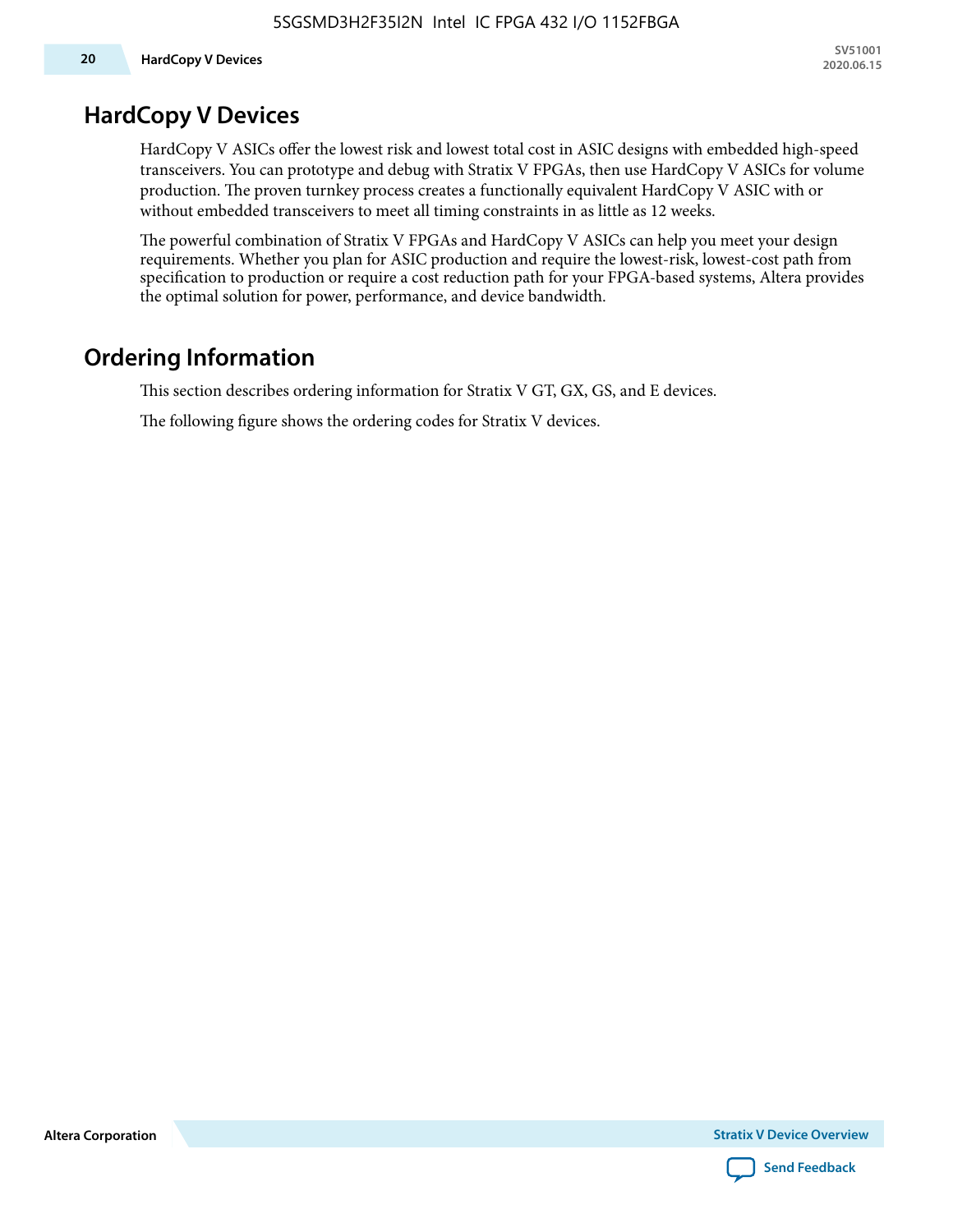## HardCopy V Devices

HardCopy V ASICs offer the lowest risk and lowest total cost in ASIC designs with embedded high-speed transceivers. You can prototype and debug with Stratix V FPGAs, then use HardCopy V ASICs for volume production. The proven turnkey process creates a functionally equivalent HardCopy V ASIC with or without embedded transceivers to meet all timing constraints in as little as 12 weeks.

The powerful combination of Stratix V FPGAs and HardCopy V ASICs can help you meet your design requirements. Whether you plan for ASIC production and require the lowest-risk, lowest-cost path from specification to production or require a cost reduction path for your FPGA-based systems, Altera provides the optimal solution for power, performance, and device bandwidth.

## Ordering Information

This section describes ordering information for Stratix V GT, GX, GS, and E devices.

The following figure shows the ordering codes for Stratix V devices.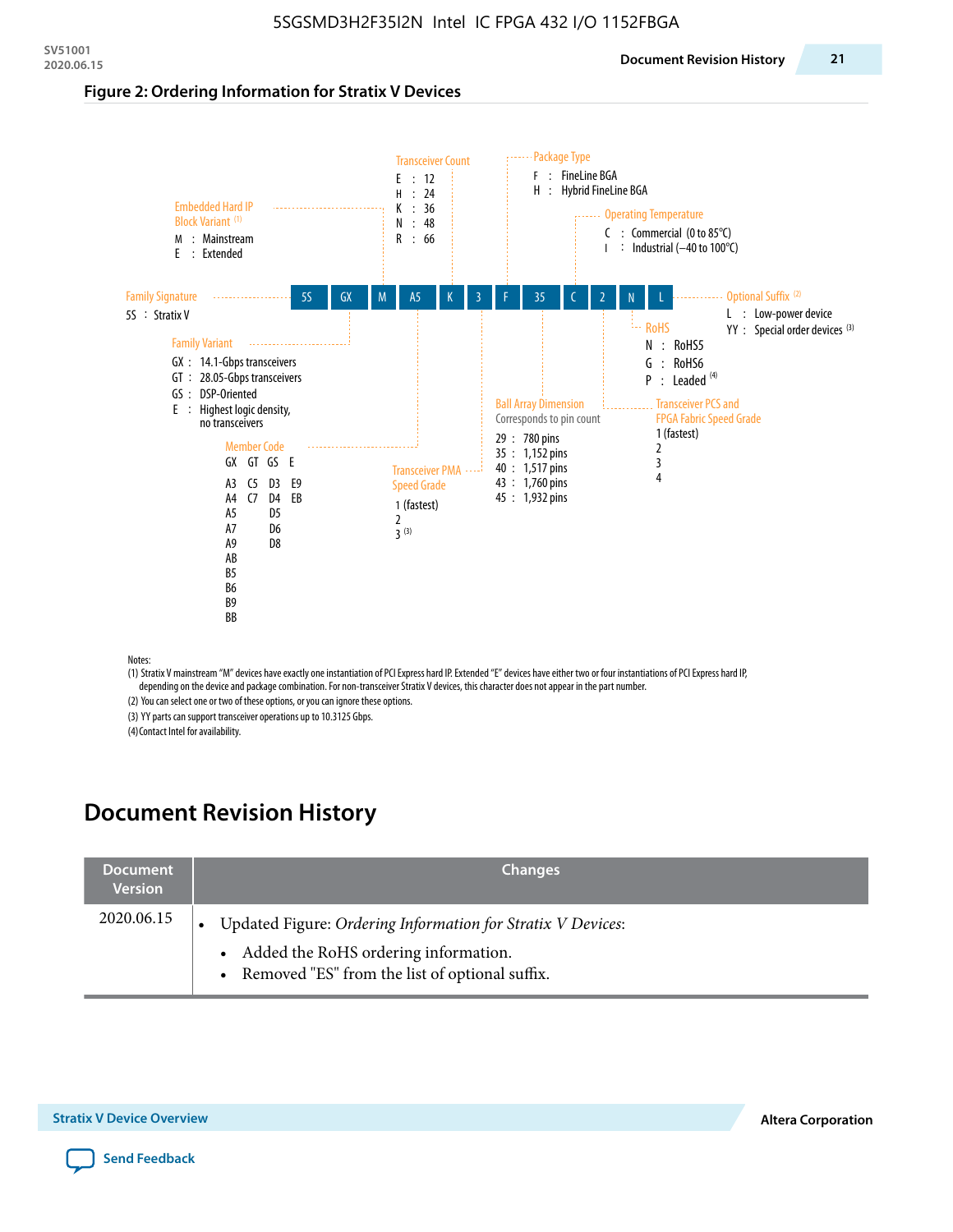5SGSMD3H2F35I2N Intel IC FPGA 432 I/O 1152FBGA

**Figure 2: Ordering Information for Stratix V Devices**

5S | GX | M | A5 | K | 3 | F | 35 | C | 2 | N | L

- **Family Signature**
  - 5S : Stratix V
- **Family Variant**
  - GX : 14.1-Gbps transceivers
  - GT : 28.05-Gbps transceivers
  - GS : DSP-Oriented
  - E : Highest logic density, no transceivers
- **Embedded Hard IP Block Variant** (1)
  - M : Mainstream
  - E : Extended
- **Member Code**

| GX | GT | GS | E |
|---|---|---|---|
| A3 | C5 | D3 | E9 |
| A4 | C7 | D4 | EB |
| A5 | | D5 | |
| A7 | | D6 | |
| A9 | | D8 | |
| AB | | | |
| B5 | | | |
| B6 | | | |
| B9 | | | |
| BB | | | |

- **Transceiver Count**
  - E : 12
  - H : 24
  - K : 36
  - N : 48
  - R : 66
- **Transceiver PMA Speed Grade**
  - 1 (fastest)
  - 2
  - 3 (3)
- **Package Type**
  - F : FineLine BGA
  - H : Hybrid FineLine BGA
- **Ball Array Dimension**
  - Corresponds to pin count
  - 29 : 780 pins
  - 35 : 1,152 pins
  - 40 : 1,517 pins
  - 43 : 1,760 pins
  - 45 : 1,932 pins
- **Operating Temperature**
  - C : Commercial (0 to 85°C)
  - I : Industrial (–40 to 100°C)
- **Transceiver PCS and FPGA Fabric Speed Grade**
  - 1 (fastest)
  - 2
  - 3
  - 4
- **RoHS**
  - N : RoHS5
  - G : RoHS6
  - P : Leaded (4)
- **Optional Suffix** (2)
  - L : Low-power device
  - YY : Special order devices (3)

Notes:

(1) Stratix V mainstream "M" devices have exactly one instantiation of PCI Express hard IP. Extended "E" devices have either two or four instantiations of PCI Express hard IP, depending on the device and package combination. For non-transceiver Stratix V devices, this character does not appear in the part number.

(2) You can select one or two of these options, or you can ignore these options.

(3) YY parts can support transceiver operations up to 10.3125 Gbps.

(4) Contact Intel for availability.

# Document Revision History

| Document Version | Changes |
|---|---|
| 2020.06.15 | • Updated Figure: *Ordering Information for Stratix V Devices*:<br>  – Added the RoHS ordering information.<br>  – Removed "ES" from the list of optional suffix. |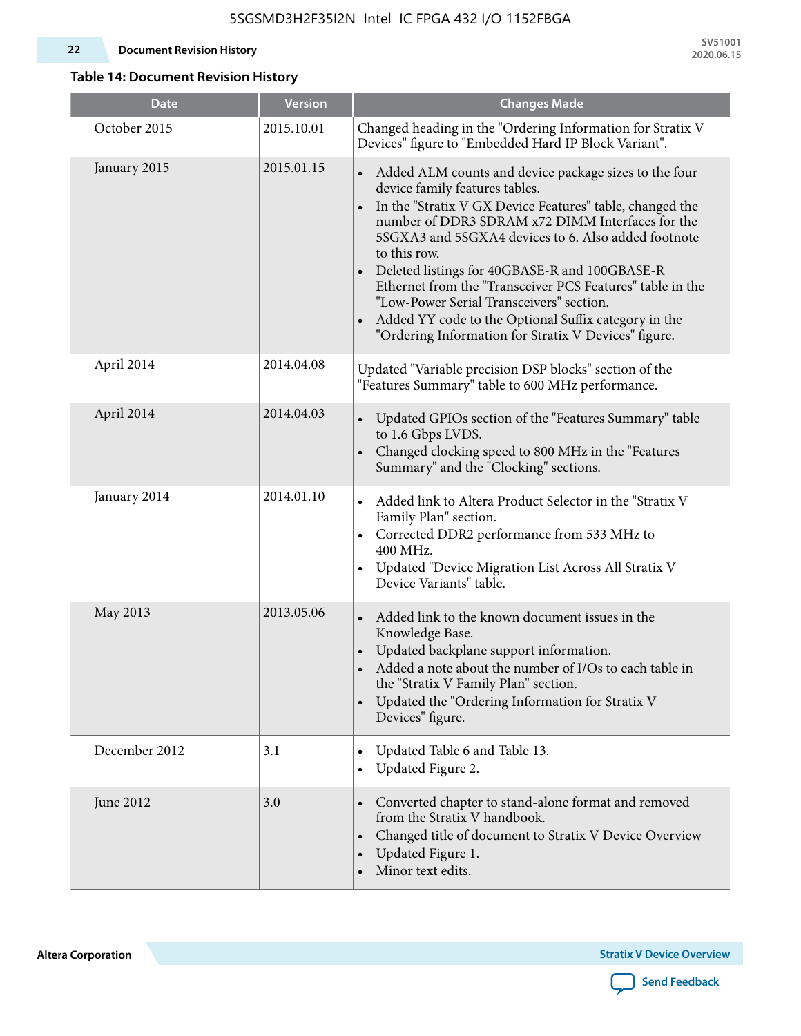**Table 14: Document Revision History**

| Date | Version | Changes Made |
|---|---|---|
| October 2015 | 2015.10.01 | Changed heading in the "Ordering Information for Stratix V Devices" figure to "Embedded Hard IP Block Variant". |
| January 2015 | 2015.01.15 | • Added ALM counts and device package sizes to the four device family features tables.<br>• In the "Stratix V GX Device Features" table, changed the number of DDR3 SDRAM x72 DIMM Interfaces for the 5SGXA3 and 5SGXA4 devices to 6. Also added footnote to this row.<br>• Deleted listings for 40GBASE-R and 100GBASE-R Ethernet from the "Transceiver PCS Features" table in the "Low-Power Serial Transceivers" section.<br>• Added YY code to the Optional Suffix category in the "Ordering Information for Stratix V Devices" figure. |
| April 2014 | 2014.04.08 | Updated "Variable precision DSP blocks" section of the "Features Summary" table to 600 MHz performance. |
| April 2014 | 2014.04.03 | • Updated GPIOs section of the "Features Summary" table to 1.6 Gbps LVDS.<br>• Changed clocking speed to 800 MHz in the "Features Summary" and the "Clocking" sections. |
| January 2014 | 2014.01.10 | • Added link to Altera Product Selector in the "Stratix V Family Plan" section.<br>• Corrected DDR2 performance from 533 MHz to 400 MHz.<br>• Updated "Device Migration List Across All Stratix V Device Variants" table. |
| May 2013 | 2013.05.06 | • Added link to the known document issues in the Knowledge Base.<br>• Updated backplane support information.<br>• Added a note about the number of I/Os to each table in the "Stratix V Family Plan" section.<br>• Updated the "Ordering Information for Stratix V Devices" figure. |
| December 2012 | 3.1 | • Updated Table 6 and Table 13.<br>• Updated Figure 2. |
| June 2012 | 3.0 | • Converted chapter to stand-alone format and removed from the Stratix V handbook.<br>• Changed title of document to Stratix V Device Overview<br>• Updated Figure 1.<br>• Minor text edits. |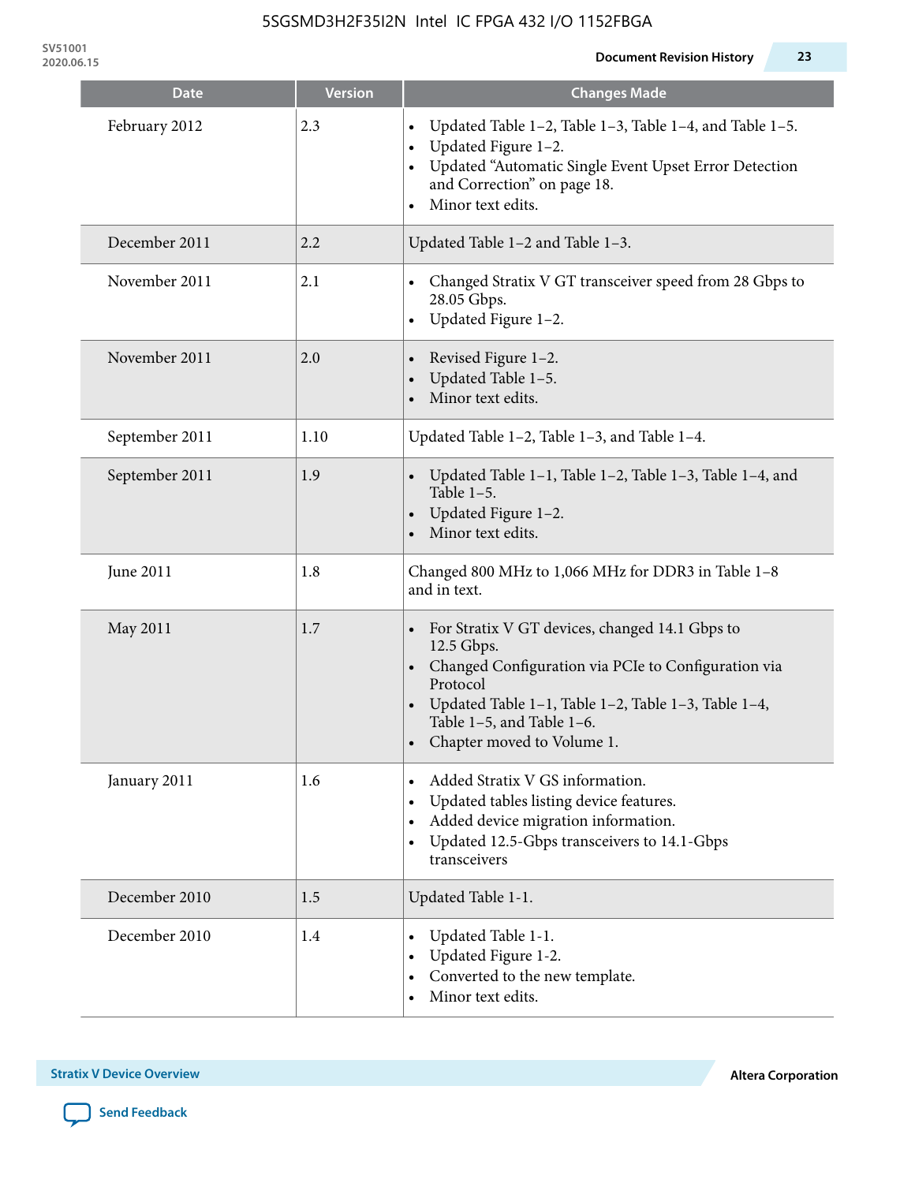| Date | Version | Changes Made |
|---|---|---|
| February 2012 | 2.3 | • Updated Table 1–2, Table 1–3, Table 1–4, and Table 1–5.<br>• Updated Figure 1–2.<br>• Updated "Automatic Single Event Upset Error Detection and Correction" on page 18.<br>• Minor text edits. |
| December 2011 | 2.2 | Updated Table 1–2 and Table 1–3. |
| November 2011 | 2.1 | • Changed Stratix V GT transceiver speed from 28 Gbps to 28.05 Gbps.<br>• Updated Figure 1–2. |
| November 2011 | 2.0 | • Revised Figure 1–2.<br>• Updated Table 1–5.<br>• Minor text edits. |
| September 2011 | 1.10 | Updated Table 1–2, Table 1–3, and Table 1–4. |
| September 2011 | 1.9 | • Updated Table 1–1, Table 1–2, Table 1–3, Table 1–4, and Table 1–5.<br>• Updated Figure 1–2.<br>• Minor text edits. |
| June 2011 | 1.8 | Changed 800 MHz to 1,066 MHz for DDR3 in Table 1–8 and in text. |
| May 2011 | 1.7 | • For Stratix V GT devices, changed 14.1 Gbps to 12.5 Gbps.<br>• Changed Configuration via PCIe to Configuration via Protocol<br>• Updated Table 1–1, Table 1–2, Table 1–3, Table 1–4, Table 1–5, and Table 1–6.<br>• Chapter moved to Volume 1. |
| January 2011 | 1.6 | • Added Stratix V GS information.<br>• Updated tables listing device features.<br>• Added device migration information.<br>• Updated 12.5-Gbps transceivers to 14.1-Gbps transceivers |
| December 2010 | 1.5 | Updated Table 1-1. |
| December 2010 | 1.4 | • Updated Table 1-1.<br>• Updated Figure 1-2.<br>• Converted to the new template.<br>• Minor text edits. |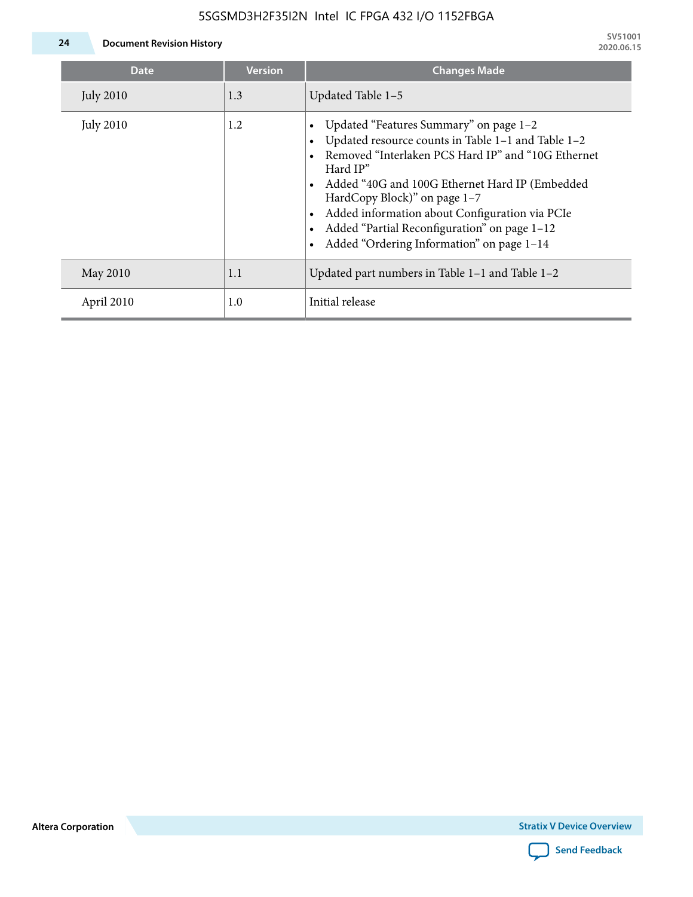| Date | Version | Changes Made |
|---|---|---|
| July 2010 | 1.3 | Updated Table 1–5 |
| July 2010 | 1.2 | • Updated "Features Summary" on page 1–2<br>• Updated resource counts in Table 1–1 and Table 1–2<br>• Removed "Interlaken PCS Hard IP" and "10G Ethernet Hard IP"<br>• Added "40G and 100G Ethernet Hard IP (Embedded HardCopy Block)" on page 1–7<br>• Added information about Configuration via PCIe<br>• Added "Partial Reconfiguration" on page 1–12<br>• Added "Ordering Information" on page 1–14 |
| May 2010 | 1.1 | Updated part numbers in Table 1–1 and Table 1–2 |
| April 2010 | 1.0 | Initial release |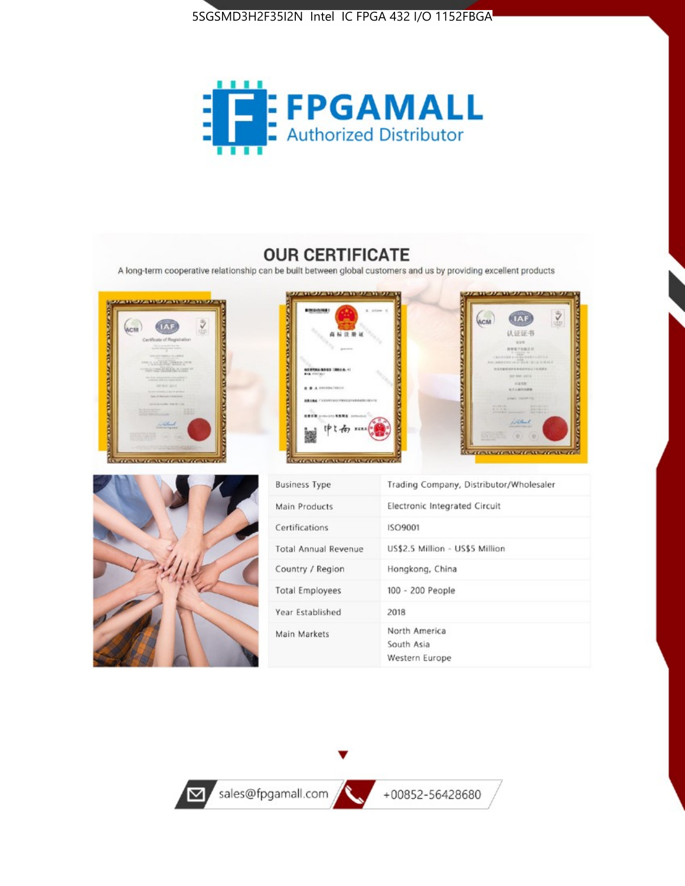FPGAMALL
Authorized Distributor

# OUR CERTIFICATE

A long-term cooperative relationship can be built between global customers and us by providing excellent products

| | |
|---|---|
| Business Type | Trading Company, Distributor/Wholesaler |
| Main Products | Electronic Integrated Circuit |
| Certifications | ISO9001 |
| Total Annual Revenue | US$2.5 Million - US$5 Million |
| Country / Region | Hongkong, China |
| Total Employees | 100 - 200 People |
| Year Established | 2018 |
| Main Markets | North America<br>South Asia<br>Western Europe |

sales@fpgamall.com

+00852-56428680